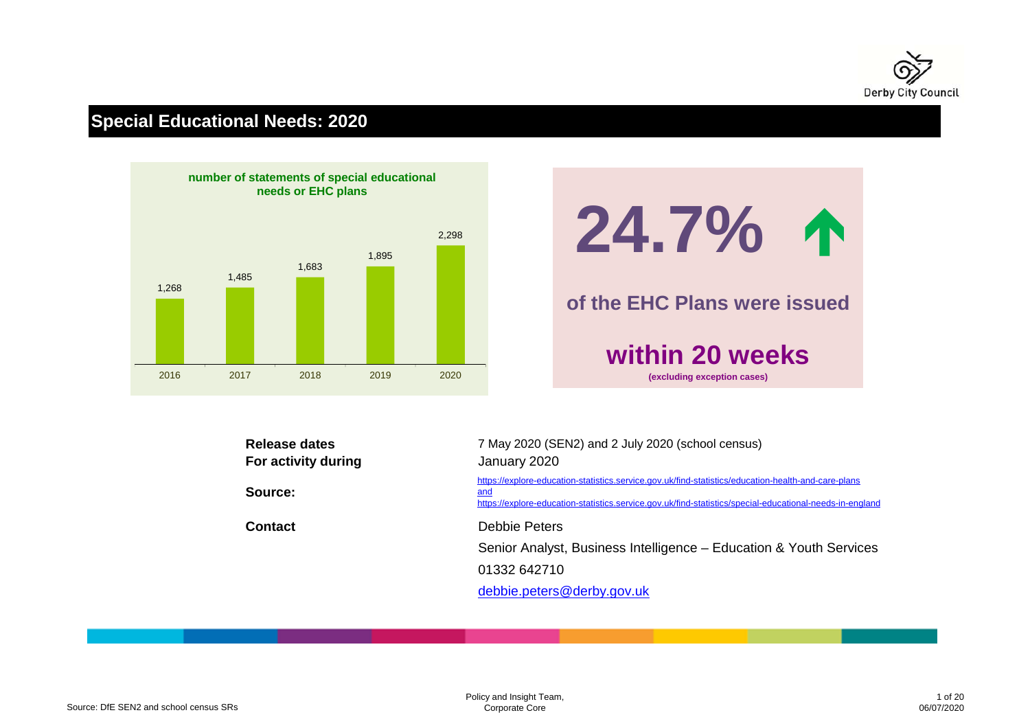# Special Educational Needs: 2020

**number of statements of special educational needs or EHC plans**

| Year | Number |
|---|---|
| 2016 | 1,268 |
| 2017 | 1,485 |
| 2018 | 1,683 |
| 2019 | 1,895 |
| 2020 | 2,298 |

**24.7%** ↑

**of the EHC Plans were issued**

**within 20 weeks**

**(excluding exception cases)**

**Release dates** 7 May 2020 (SEN2) and 2 July 2020 (school census)

**For activity during** January 2020

**Source:** https://explore-education-statistics.service.gov.uk/find-statistics/education-health-and-care-plans and https://explore-education-statistics.service.gov.uk/find-statistics/special-educational-needs-in-england

**Contact** Debbie Peters

Senior Analyst, Business Intelligence – Education & Youth Services

01332 642710

debbie.peters@derby.gov.uk

Source: DfE SEN2 and school census SRs

Policy and Insight Team, Corporate Core

06/07/2020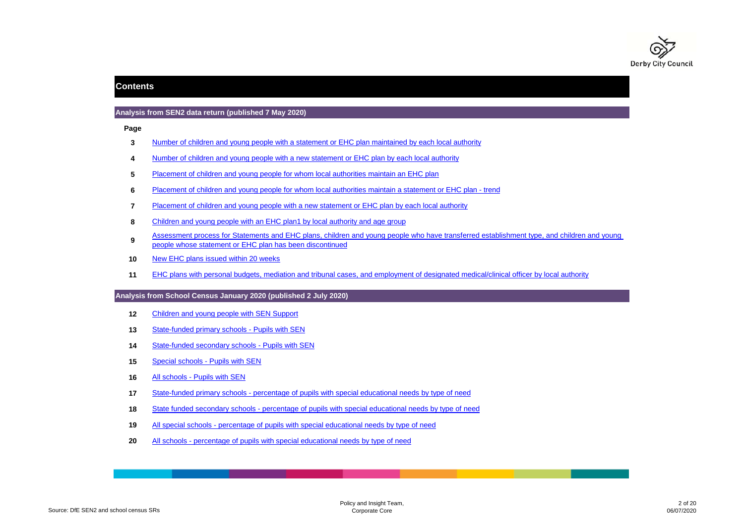## Contents

### Analysis from SEN2 data return (published 7 May 2020)

| Page | |
|---|---|
| 3 | Number of children and young people with a statement or EHC plan maintained by each local authority |
| 4 | Number of children and young people with a new statement or EHC plan by each local authority |
| 5 | Placement of children and young people for whom local authorities maintain an EHC plan |
| 6 | Placement of children and young people for whom local authorities maintain a statement or EHC plan - trend |
| 7 | Placement of children and young people with a new statement or EHC plan by each local authority |
| 8 | Children and young people with an EHC plan1 by local authority and age group |
| 9 | Assessment process for Statements and EHC plans, children and young people who have transferred establishment type, and children and young people whose statement or EHC plan has been discontinued |
| 10 | New EHC plans issued within 20 weeks |
| 11 | EHC plans with personal budgets, mediation and tribunal cases, and employment of designated medical/clinical officer by local authority |

### Analysis from School Census January 2020 (published 2 July 2020)

| Page | |
|---|---|
| 12 | Children and young people with SEN Support |
| 13 | State-funded primary schools - Pupils with SEN |
| 14 | State-funded secondary schools - Pupils with SEN |
| 15 | Special schools - Pupils with SEN |
| 16 | All schools - Pupils with SEN |
| 17 | State-funded primary schools - percentage of pupils with special educational needs by type of need |
| 18 | State funded secondary schools - percentage of pupils with special educational needs by type of need |
| 19 | All special schools - percentage of pupils with special educational needs by type of need |
| 20 | All schools - percentage of pupils with special educational needs by type of need |

Source: DfE SEN2 and school census SRs

Policy and Insight Team, Corporate Core

06/07/2020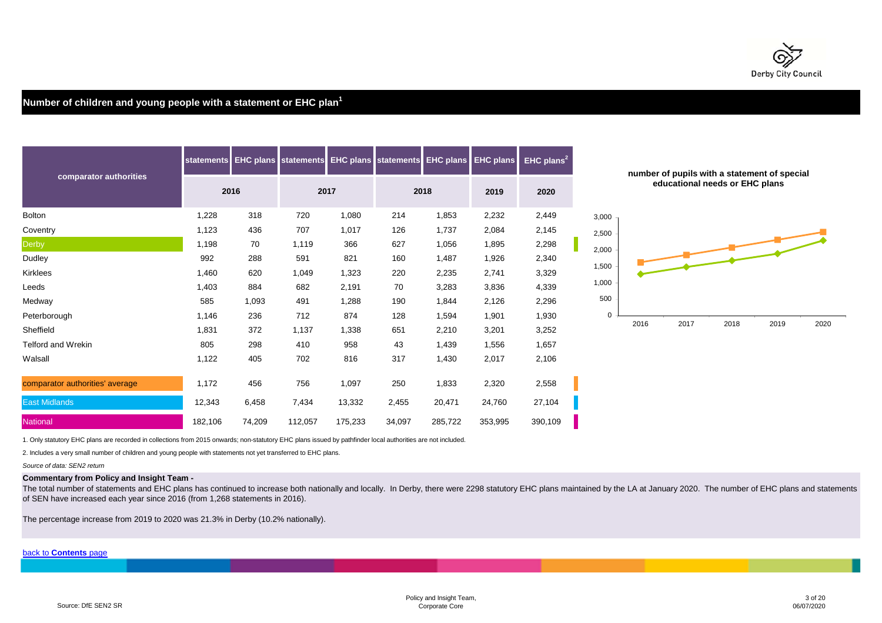## Number of children and young people with a statement or EHC plan[1]

| comparator authorities | statements | EHC plans | statements | EHC plans | statements | EHC plans | EHC plans | EHC plans[2] |
|---|---|---|---|---|---|---|---|---|
| | 2016 | | 2017 | | 2018 | | 2019 | 2020 |
| Bolton | 1,228 | 318 | 720 | 1,080 | 214 | 1,853 | 2,232 | 2,449 |
| Coventry | 1,123 | 436 | 707 | 1,017 | 126 | 1,737 | 2,084 | 2,145 |
| Derby | 1,198 | 70 | 1,119 | 366 | 627 | 1,056 | 1,895 | 2,298 |
| Dudley | 992 | 288 | 591 | 821 | 160 | 1,487 | 1,926 | 2,340 |
| Kirklees | 1,460 | 620 | 1,049 | 1,323 | 220 | 2,235 | 2,741 | 3,329 |
| Leeds | 1,403 | 884 | 682 | 2,191 | 70 | 3,283 | 3,836 | 4,339 |
| Medway | 585 | 1,093 | 491 | 1,288 | 190 | 1,844 | 2,126 | 2,296 |
| Peterborough | 1,146 | 236 | 712 | 874 | 128 | 1,594 | 1,901 | 1,930 |
| Sheffield | 1,831 | 372 | 1,137 | 1,338 | 651 | 2,210 | 3,201 | 3,252 |
| Telford and Wrekin | 805 | 298 | 410 | 958 | 43 | 1,439 | 1,556 | 1,657 |
| Walsall | 1,122 | 405 | 702 | 816 | 317 | 1,430 | 2,017 | 2,106 |
| comparator authorities' average | 1,172 | 456 | 756 | 1,097 | 250 | 1,833 | 2,320 | 2,558 |
| East Midlands | 12,343 | 6,458 | 7,434 | 13,332 | 2,455 | 20,471 | 24,760 | 27,104 |
| National | 182,106 | 74,209 | 112,057 | 175,233 | 34,097 | 285,722 | 353,995 | 390,109 |

**number of pupils with a statement of special educational needs or EHC plans**

1. Only statutory EHC plans are recorded in collections from 2015 onwards; non-statutory EHC plans issued by pathfinder local authorities are not included.

2. Includes a very small number of children and young people with statements not yet transferred to EHC plans.

*Source of data: SEN2 return*

**Commentary from Policy and Insight Team -**

The total number of statements and EHC plans has continued to increase both nationally and locally. In Derby, there were 2298 statutory EHC plans maintained by the LA at January 2020. The number of EHC plans and statements of SEN have increased each year since 2016 (from 1,268 statements in 2016).

The percentage increase from 2019 to 2020 was 21.3% in Derby (10.2% nationally).

back to **Contents** page

Source: DfE SEN2 SR

Policy and Insight Team, Corporate Core

06/07/2020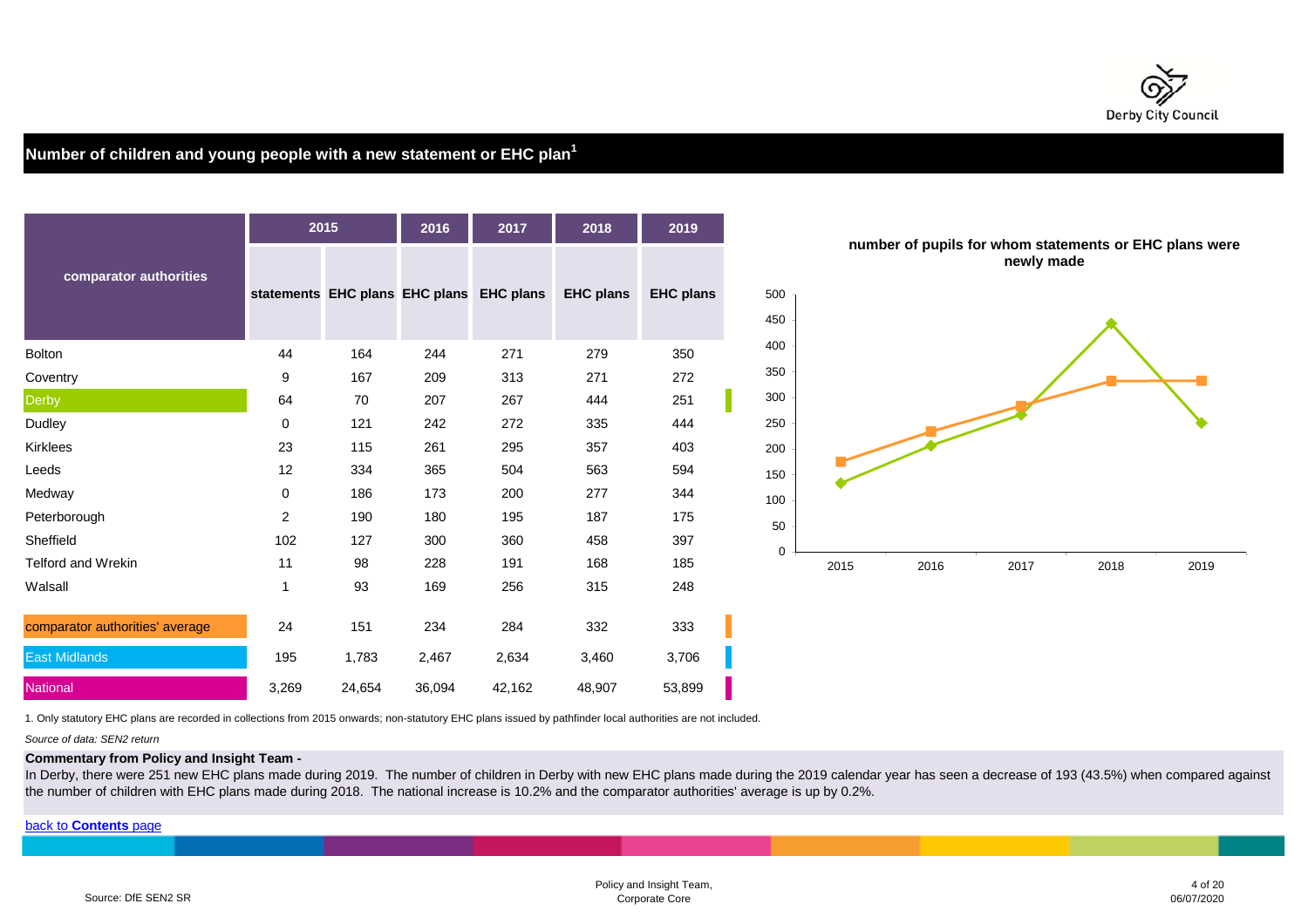## Number of children and young people with a new statement or EHC plan[1]

| comparator authorities | 2015 | | 2016 | 2017 | 2018 | 2019 |
|---|---|---|---|---|---|---|
| | statements | EHC plans | EHC plans | EHC plans | EHC plans | EHC plans |
| Bolton | 44 | 164 | 244 | 271 | 279 | 350 |
| Coventry | 9 | 167 | 209 | 313 | 271 | 272 |
| Derby | 64 | 70 | 207 | 267 | 444 | 251 |
| Dudley | 0 | 121 | 242 | 272 | 335 | 444 |
| Kirklees | 23 | 115 | 261 | 295 | 357 | 403 |
| Leeds | 12 | 334 | 365 | 504 | 563 | 594 |
| Medway | 0 | 186 | 173 | 200 | 277 | 344 |
| Peterborough | 2 | 190 | 180 | 195 | 187 | 175 |
| Sheffield | 102 | 127 | 300 | 360 | 458 | 397 |
| Telford and Wrekin | 11 | 98 | 228 | 191 | 168 | 185 |
| Walsall | 1 | 93 | 169 | 256 | 315 | 248 |
| comparator authorities' average | 24 | 151 | 234 | 284 | 332 | 333 |
| East Midlands | 195 | 1,783 | 2,467 | 2,634 | 3,460 | 3,706 |
| National | 3,269 | 24,654 | 36,094 | 42,162 | 48,907 | 53,899 |

**number of pupils for whom statements or EHC plans were newly made**

1. Only statutory EHC plans are recorded in collections from 2015 onwards; non-statutory EHC plans issued by pathfinder local authorities are not included.

*Source of data: SEN2 return*

**Commentary from Policy and Insight Team -**

In Derby, there were 251 new EHC plans made during 2019. The number of children in Derby with new EHC plans made during the 2019 calendar year has seen a decrease of 193 (43.5%) when compared against the number of children with EHC plans made during 2018. The national increase is 10.2% and the comparator authorities' average is up by 0.2%.

back to **Contents** page

Source: DfE SEN2 SR

Policy and Insight Team, Corporate Core

06/07/2020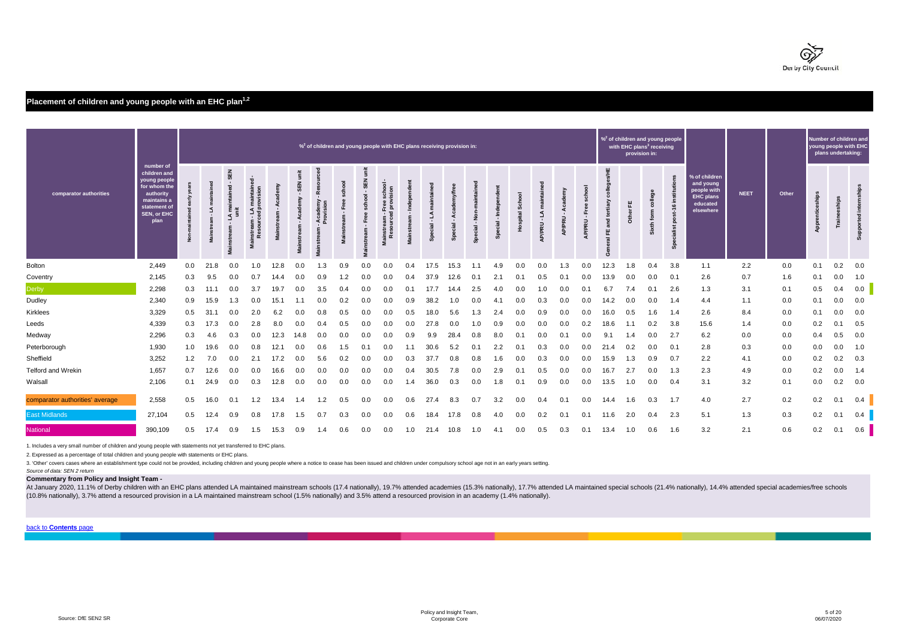## Placement of children and young people with an EHC plan[1,2]

| comparator authorities | number of children and young people for whom the authority maintains a statement of SEN, or EHC plan | %[2] of children and young people with EHC plans receiving provision in: | | | | | | | | | | | | | | | | | | | | %[2] of children and young people with EHC plans[1] receiving provision in: | | | | % of children and young people with EHC plans educated elsewhere | NEET | Other | Number of children and young people with EHC plans undertaking: | | |
|---|---|---|---|---|---|---|---|---|---|---|---|---|---|---|---|---|---|---|---|---|---|---|---|---|---|---|---|---|---|---|---|
| | | Non-maintained early years | Mainstream - LA maintained | Mainstream - LA maintained - SEN unit | Mainstream - LA maintained - Resourced provision | Mainstream - Academy | Mainstream - Academy - SEN unit | Mainstream - Academy - Resourced Provision | Mainstream - Free school | Mainstream - Free school - SEN unit | Mainstream - Free school - Resourced provision | Mainstream - Independent | Special - LA maintained | Special - Academy/free | Special - Non-maintained | Special - Independent | Hospital School | AP/PRU - LA maintained | AP/PRU - Academy | AP/PRU - Free school | General FE and tertiary colleges/HE | Other FE | Sixth form college | Specialist post-16 institutions | | | | Apprenticeships | Traineeships | Supported internships |
| Bolton | 2,449 | 0.0 | 21.8 | 0.0 | 1.0 | 12.8 | 0.0 | 1.3 | 0.9 | 0.0 | 0.0 | 0.4 | 17.5 | 15.3 | 1.1 | 4.9 | 0.0 | 0.0 | 1.3 | 0.0 | 12.3 | 1.8 | 0.4 | 3.8 | 1.1 | 2.2 | 0.0 | 0.1 | 0.2 | 0.0 |
| Coventry | 2,145 | 0.3 | 9.5 | 0.0 | 0.7 | 14.4 | 0.0 | 0.9 | 1.2 | 0.0 | 0.0 | 0.4 | 37.9 | 12.6 | 0.1 | 2.1 | 0.1 | 0.5 | 0.1 | 0.0 | 13.9 | 0.0 | 0.0 | 0.1 | 2.6 | 0.7 | 1.6 | 0.1 | 0.0 | 1.0 |
| Derby | 2,298 | 0.3 | 11.1 | 0.0 | 3.7 | 19.7 | 0.0 | 3.5 | 0.4 | 0.0 | 0.0 | 0.1 | 17.7 | 14.4 | 2.5 | 4.0 | 0.0 | 1.0 | 0.0 | 0.1 | 6.7 | 7.4 | 0.1 | 2.6 | 1.3 | 3.1 | 0.1 | 0.5 | 0.4 | 0.0 |
| Dudley | 2,340 | 0.9 | 15.9 | 1.3 | 0.0 | 15.1 | 1.1 | 0.0 | 0.2 | 0.0 | 0.0 | 0.9 | 38.2 | 1.0 | 0.0 | 4.1 | 0.0 | 0.3 | 0.0 | 0.0 | 14.2 | 0.0 | 0.0 | 1.4 | 4.4 | 1.1 | 0.0 | 0.1 | 0.0 | 0.0 |
| Kirklees | 3,329 | 0.5 | 31.1 | 0.0 | 2.0 | 6.2 | 0.0 | 0.8 | 0.5 | 0.0 | 0.0 | 0.5 | 18.0 | 5.6 | 1.3 | 2.4 | 0.0 | 0.9 | 0.0 | 0.0 | 16.0 | 0.5 | 1.6 | 1.4 | 2.6 | 8.4 | 0.0 | 0.1 | 0.0 | 0.0 |
| Leeds | 4,339 | 0.3 | 17.3 | 0.0 | 2.8 | 8.0 | 0.0 | 0.4 | 0.5 | 0.0 | 0.0 | 0.0 | 27.8 | 0.0 | 1.0 | 0.9 | 0.0 | 0.0 | 0.0 | 0.2 | 18.6 | 1.1 | 0.2 | 3.8 | 15.6 | 1.4 | 0.0 | 0.2 | 0.1 | 0.5 |
| Medway | 2,296 | 0.3 | 4.6 | 0.3 | 0.0 | 12.3 | 14.8 | 0.0 | 0.0 | 0.0 | 0.0 | 0.9 | 9.9 | 28.4 | 0.8 | 8.0 | 0.1 | 0.0 | 0.1 | 0.0 | 9.1 | 1.4 | 0.0 | 2.7 | 6.2 | 0.0 | 0.0 | 0.4 | 0.5 | 0.0 |
| Peterborough | 1,930 | 1.0 | 19.6 | 0.0 | 0.8 | 12.1 | 0.0 | 0.6 | 1.5 | 0.1 | 0.0 | 1.1 | 30.6 | 5.2 | 0.1 | 2.2 | 0.1 | 0.3 | 0.0 | 0.0 | 21.4 | 0.2 | 0.0 | 0.1 | 2.8 | 0.3 | 0.0 | 0.0 | 0.0 | 1.0 |
| Sheffield | 3,252 | 1.2 | 7.0 | 0.0 | 2.1 | 17.2 | 0.0 | 5.6 | 0.2 | 0.0 | 0.0 | 0.3 | 37.7 | 0.8 | 0.8 | 1.6 | 0.0 | 0.3 | 0.0 | 0.0 | 15.9 | 1.3 | 0.9 | 0.7 | 2.2 | 4.1 | 0.0 | 0.2 | 0.2 | 0.3 |
| Telford and Wrekin | 1,657 | 0.7 | 12.6 | 0.0 | 0.0 | 16.6 | 0.0 | 0.0 | 0.0 | 0.0 | 0.0 | 0.4 | 30.5 | 7.8 | 0.0 | 2.9 | 0.1 | 0.5 | 0.0 | 0.0 | 16.7 | 2.7 | 0.0 | 1.3 | 2.3 | 4.9 | 0.0 | 0.2 | 0.0 | 1.4 |
| Walsall | 2,106 | 0.1 | 24.9 | 0.0 | 0.3 | 12.8 | 0.0 | 0.0 | 0.0 | 0.0 | 0.0 | 1.4 | 36.0 | 0.3 | 0.0 | 1.8 | 0.1 | 0.9 | 0.0 | 0.0 | 13.5 | 1.0 | 0.0 | 0.4 | 3.1 | 3.2 | 0.1 | 0.0 | 0.2 | 0.0 |
| comparator authorities' average | 2,558 | 0.5 | 16.0 | 0.1 | 1.2 | 13.4 | 1.4 | 1.2 | 0.5 | 0.0 | 0.0 | 0.6 | 27.4 | 8.3 | 0.7 | 3.2 | 0.0 | 0.4 | 0.1 | 0.0 | 14.4 | 1.6 | 0.3 | 1.7 | 4.0 | 2.7 | 0.2 | 0.2 | 0.1 | 0.4 |
| East Midlands | 27,104 | 0.5 | 12.4 | 0.9 | 0.8 | 17.8 | 1.5 | 0.7 | 0.3 | 0.0 | 0.0 | 0.6 | 18.4 | 17.8 | 0.8 | 4.0 | 0.0 | 0.2 | 0.1 | 0.1 | 11.6 | 2.0 | 0.4 | 2.3 | 5.1 | 1.3 | 0.3 | 0.2 | 0.1 | 0.4 |
| National | 390,109 | 0.5 | 17.4 | 0.9 | 1.5 | 15.3 | 0.9 | 1.4 | 0.6 | 0.0 | 0.0 | 1.0 | 21.4 | 10.8 | 1.0 | 4.1 | 0.0 | 0.5 | 0.3 | 0.1 | 13.4 | 1.0 | 0.6 | 1.6 | 3.2 | 2.1 | 0.6 | 0.2 | 0.1 | 0.6 |

1. Includes a very small number of children and young people with statements not yet transferred to EHC plans.

2. Expressed as a percentage of total children and young people with statements or EHC plans.

3. 'Other' covers cases where an establishment type could not be provided, including children and young people where a notice to cease has been issued and children under compulsory school age not in an early years setting.

*Source of data: SEN 2 return*

**Commentary from Policy and Insight Team -**

At January 2020, 11.1% of Derby children with an EHC plans attended LA maintained mainstream schools (17.4 nationally), 19.7% attended academies (15.3% nationally), 17.7% attended LA maintained special schools (21.4% nationally), 14.4% attended special academies/free schools (10.8% nationally), 3.7% attend a resourced provision in a LA maintained mainstream school (1.5% nationally) and 3.5% attend a resourced provision in an academy (1.4% nationally).

back to **Contents** page

Source: DfE SEN2 SR

Policy and Insight Team, Corporate Core

06/07/2020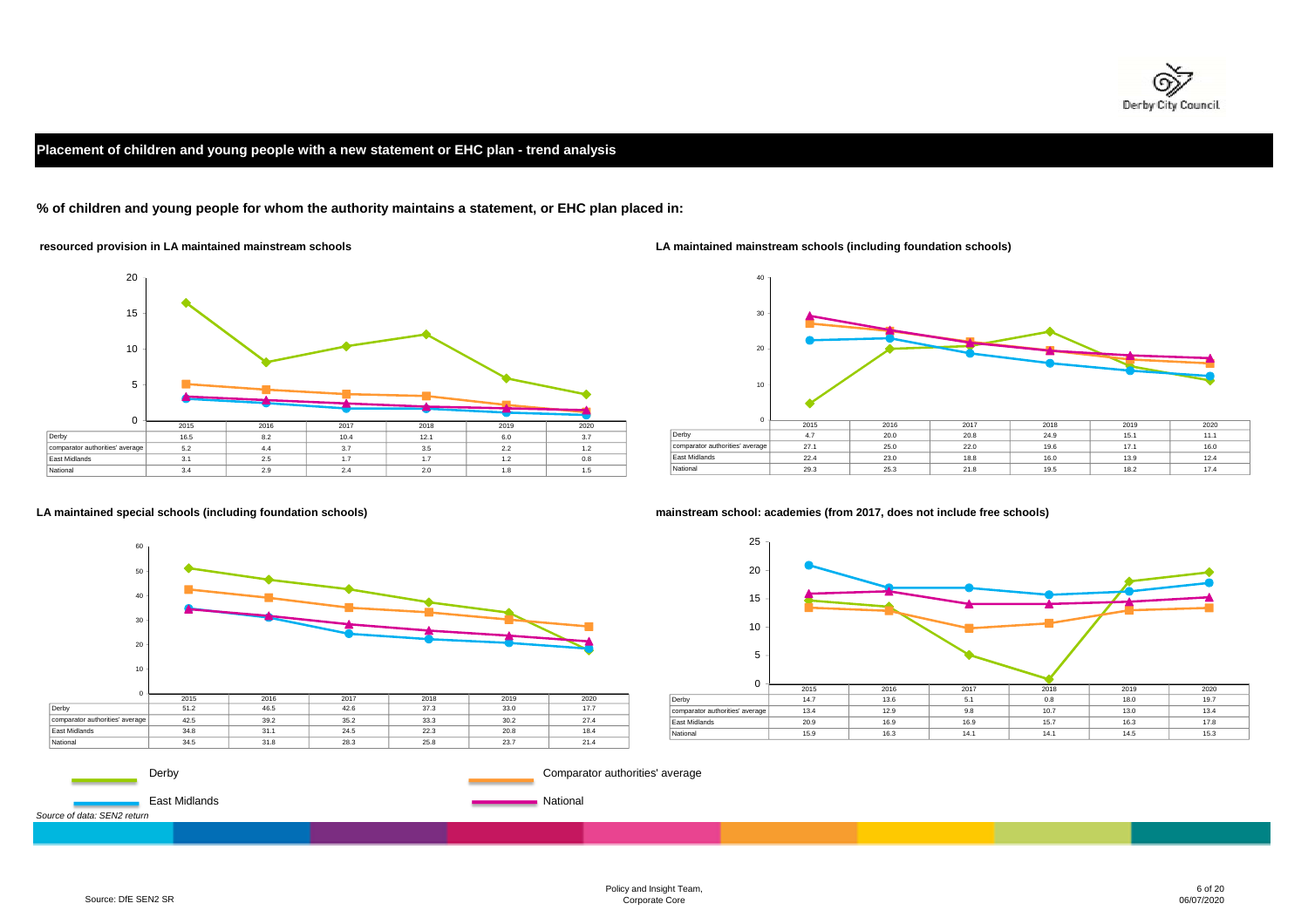## Placement of children and young people with a new statement or EHC plan - trend analysis

**% of children and young people for whom the authority maintains a statement, or EHC plan placed in:**

**resourced provision in LA maintained mainstream schools**

| | 2015 | 2016 | 2017 | 2018 | 2019 | 2020 |
|---|---|---|---|---|---|---|
| Derby | 16.5 | 8.2 | 10.4 | 12.1 | 6.0 | 3.7 |
| comparator authorities' average | 5.2 | 4.4 | 3.7 | 3.5 | 2.2 | 1.2 |
| East Midlands | 3.1 | 2.5 | 1.7 | 1.7 | 1.2 | 0.8 |
| National | 3.4 | 2.9 | 2.4 | 2.0 | 1.8 | 1.5 |

**LA maintained mainstream schools (including foundation schools)**

| | 2015 | 2016 | 2017 | 2018 | 2019 | 2020 |
|---|---|---|---|---|---|---|
| Derby | 4.7 | 20.0 | 20.8 | 24.9 | 15.1 | 11.1 |
| comparator authorities' average | 27.1 | 25.0 | 22.0 | 19.6 | 17.1 | 16.0 |
| East Midlands | 22.4 | 23.0 | 18.8 | 16.0 | 13.9 | 12.4 |
| National | 29.3 | 25.3 | 21.8 | 19.5 | 18.2 | 17.4 |

**LA maintained special schools (including foundation schools)**

| | 2015 | 2016 | 2017 | 2018 | 2019 | 2020 |
|---|---|---|---|---|---|---|
| Derby | 51.2 | 46.5 | 42.6 | 37.3 | 33.0 | 17.7 |
| comparator authorities' average | 42.5 | 39.2 | 35.2 | 33.3 | 30.2 | 27.4 |
| East Midlands | 34.8 | 31.1 | 24.5 | 22.3 | 20.8 | 18.4 |
| National | 34.5 | 31.8 | 28.3 | 25.8 | 23.7 | 21.4 |

**mainstream school: academies (from 2017, does not include free schools)**

| | 2015 | 2016 | 2017 | 2018 | 2019 | 2020 |
|---|---|---|---|---|---|---|
| Derby | 14.7 | 13.6 | 5.1 | 0.8 | 18.0 | 19.7 |
| comparator authorities' average | 13.4 | 12.9 | 9.8 | 10.7 | 13.0 | 13.4 |
| East Midlands | 20.9 | 16.9 | 16.9 | 15.7 | 16.3 | 17.8 |
| National | 15.9 | 16.3 | 14.1 | 14.1 | 14.5 | 15.3 |

Derby — Comparator authorities' average — East Midlands — National

*Source of data: SEN2 return*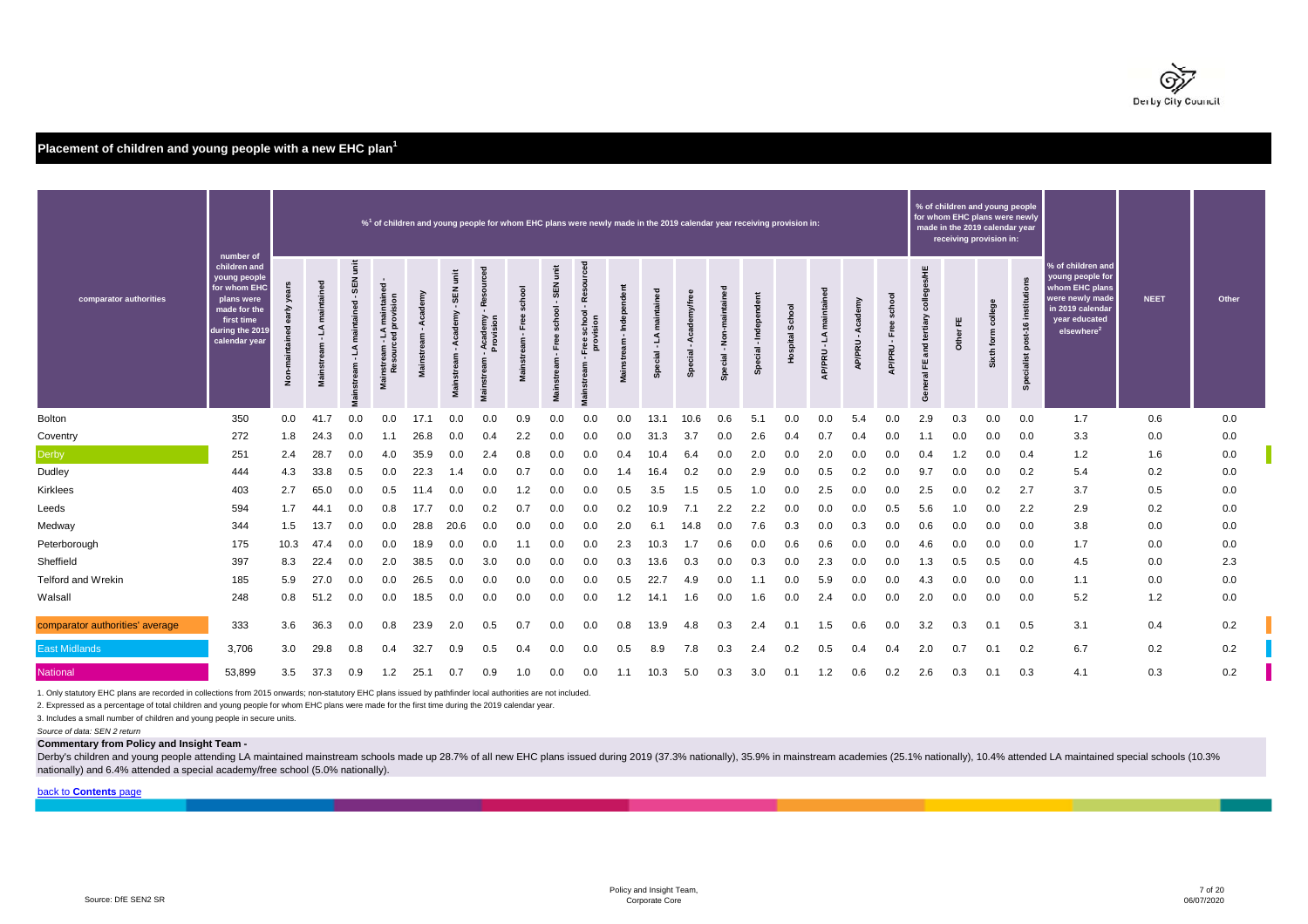## Placement of children and young people with a new EHC plan[1]

| comparator authorities | number of children and young people for whom EHC plans were made for the first time during the 2019 calendar year | %[1] of children and young people for whom EHC plans were newly made in the 2019 calendar year receiving provision in: | | | | | | | | | | | | | | | | | | | | % of children and young people for whom EHC plans were newly made in the 2019 calendar year receiving provision in: | | | | % of children and young people for whom EHC plans were newly made in 2019 calendar year educated elsewhere[2] | NEET | Other |
|---|---|---|---|---|---|---|---|---|---|---|---|---|---|---|---|---|---|---|---|---|---|---|---|---|---|---|---|---|
| | | Non-maintained early years | Mainstream - LA maintained | Mainstream - LA maintained - SEN unit | Mainstream - LA maintained - Resourced provision | Mainstream - Academy | Mainstream - Academy - SEN unit | Mainstream - Academy - Resourced Provision | Mainstream - Free school | Mainstream - Free school - SEN unit | Mainstream - Free school - Resourced provision | Mainstream - Independent | Special - LA maintained | Special - Academy/free | Special - Non-maintained | Special - Independent | Hospital School | AP/PRU - LA maintained | AP/PRU - Academy | AP/PRU - Free school | General FE and tertiary colleges/HE | Other FE | Sixth form college | Specialist post-16 institutions | | | |
| Bolton | 350 | 0.0 | 41.7 | 0.0 | 0.0 | 17.1 | 0.0 | 0.0 | 0.9 | 0.0 | 0.0 | 0.0 | 13.1 | 10.6 | 0.6 | 5.1 | 0.0 | 0.0 | 5.4 | 0.0 | 2.9 | 0.3 | 0.0 | 0.0 | 1.7 | 0.6 | 0.0 |
| Coventry | 272 | 1.8 | 24.3 | 0.0 | 1.1 | 26.8 | 0.0 | 0.4 | 2.2 | 0.0 | 0.0 | 0.0 | 31.3 | 3.7 | 0.0 | 2.6 | 0.4 | 0.7 | 0.4 | 0.0 | 1.1 | 0.0 | 0.0 | 0.0 | 3.3 | 0.0 | 0.0 |
| Derby | 251 | 2.4 | 28.7 | 0.0 | 4.0 | 35.9 | 0.0 | 2.4 | 0.8 | 0.0 | 0.0 | 0.4 | 10.4 | 6.4 | 0.0 | 2.0 | 0.0 | 2.0 | 0.0 | 0.0 | 0.4 | 1.2 | 0.0 | 0.4 | 1.2 | 1.6 | 0.0 |
| Dudley | 444 | 4.3 | 33.8 | 0.5 | 0.0 | 22.3 | 1.4 | 0.0 | 0.7 | 0.0 | 0.0 | 1.4 | 16.4 | 0.2 | 0.0 | 2.9 | 0.0 | 0.5 | 0.2 | 0.0 | 9.7 | 0.0 | 0.0 | 0.2 | 5.4 | 0.2 | 0.0 |
| Kirklees | 403 | 2.7 | 65.0 | 0.0 | 0.5 | 11.4 | 0.0 | 0.0 | 1.2 | 0.0 | 0.0 | 0.5 | 3.5 | 1.5 | 0.5 | 1.0 | 0.0 | 2.5 | 0.0 | 0.0 | 2.5 | 0.0 | 0.2 | 2.7 | 3.7 | 0.5 | 0.0 |
| Leeds | 594 | 1.7 | 44.1 | 0.0 | 0.8 | 17.7 | 0.0 | 0.2 | 0.7 | 0.0 | 0.0 | 0.2 | 10.9 | 7.1 | 2.2 | 2.2 | 0.0 | 0.0 | 0.0 | 0.5 | 5.6 | 1.0 | 0.0 | 2.2 | 2.9 | 0.2 | 0.0 |
| Medway | 344 | 1.5 | 13.7 | 0.0 | 0.0 | 28.8 | 20.6 | 0.0 | 0.0 | 0.0 | 0.0 | 2.0 | 6.1 | 14.8 | 0.0 | 7.6 | 0.3 | 0.0 | 0.3 | 0.0 | 0.6 | 0.0 | 0.0 | 0.0 | 3.8 | 0.0 | 0.0 |
| Peterborough | 175 | 10.3 | 47.4 | 0.0 | 0.0 | 18.9 | 0.0 | 0.0 | 1.1 | 0.0 | 0.0 | 2.3 | 10.3 | 1.7 | 0.6 | 0.0 | 0.6 | 0.6 | 0.0 | 0.0 | 4.6 | 0.0 | 0.0 | 0.0 | 1.7 | 0.0 | 0.0 |
| Sheffield | 397 | 8.3 | 22.4 | 0.0 | 2.0 | 38.5 | 0.0 | 3.0 | 0.0 | 0.0 | 0.0 | 0.3 | 13.6 | 0.3 | 0.0 | 0.3 | 0.0 | 2.3 | 0.0 | 0.0 | 1.3 | 0.5 | 0.5 | 0.0 | 4.5 | 0.0 | 2.3 |
| Telford and Wrekin | 185 | 5.9 | 27.0 | 0.0 | 0.0 | 26.5 | 0.0 | 0.0 | 0.0 | 0.0 | 0.0 | 0.5 | 22.7 | 4.9 | 0.0 | 1.1 | 0.0 | 5.9 | 0.0 | 0.0 | 4.3 | 0.0 | 0.0 | 0.0 | 1.1 | 0.0 | 0.0 |
| Walsall | 248 | 0.8 | 51.2 | 0.0 | 0.0 | 18.5 | 0.0 | 0.0 | 0.0 | 0.0 | 0.0 | 1.2 | 14.1 | 1.6 | 0.0 | 1.6 | 0.0 | 2.4 | 0.0 | 0.0 | 2.0 | 0.0 | 0.0 | 0.0 | 5.2 | 1.2 | 0.0 |
| comparator authorities' average | 333 | 3.6 | 36.3 | 0.0 | 0.8 | 23.9 | 2.0 | 0.5 | 0.7 | 0.0 | 0.0 | 0.8 | 13.9 | 4.8 | 0.3 | 2.4 | 0.1 | 1.5 | 0.6 | 0.0 | 3.2 | 0.3 | 0.1 | 0.5 | 3.1 | 0.4 | 0.2 |
| East Midlands | 3,706 | 3.0 | 29.8 | 0.8 | 0.4 | 32.7 | 0.9 | 0.5 | 0.4 | 0.0 | 0.0 | 0.5 | 8.9 | 7.8 | 0.3 | 2.4 | 0.2 | 0.5 | 0.4 | 0.4 | 2.0 | 0.7 | 0.1 | 0.2 | 6.7 | 0.2 | 0.2 |
| National | 53,899 | 3.5 | 37.3 | 0.9 | 1.2 | 25.1 | 0.7 | 0.9 | 1.0 | 0.0 | 0.0 | 1.1 | 10.3 | 5.0 | 0.3 | 3.0 | 0.1 | 1.2 | 0.6 | 0.2 | 2.6 | 0.3 | 0.1 | 0.3 | 4.1 | 0.3 | 0.2 |

1. Only statutory EHC plans are recorded in collections from 2015 onwards; non-statutory EHC plans issued by pathfinder local authorities are not included.

2. Expressed as a percentage of total children and young people for whom EHC plans were made for the first time during the 2019 calendar year.

3. Includes a small number of children and young people in secure units.

*Source of data: SEN 2 return*

**Commentary from Policy and Insight Team -**

Derby's children and young people attending LA maintained mainstream schools made up 28.7% of all new EHC plans issued during 2019 (37.3% nationally), 35.9% in mainstream academies (25.1% nationally), 10.4% attended LA maintained special schools (10.3% nationally) and 6.4% attended a special academy/free school (5.0% nationally).

back to **Contents** page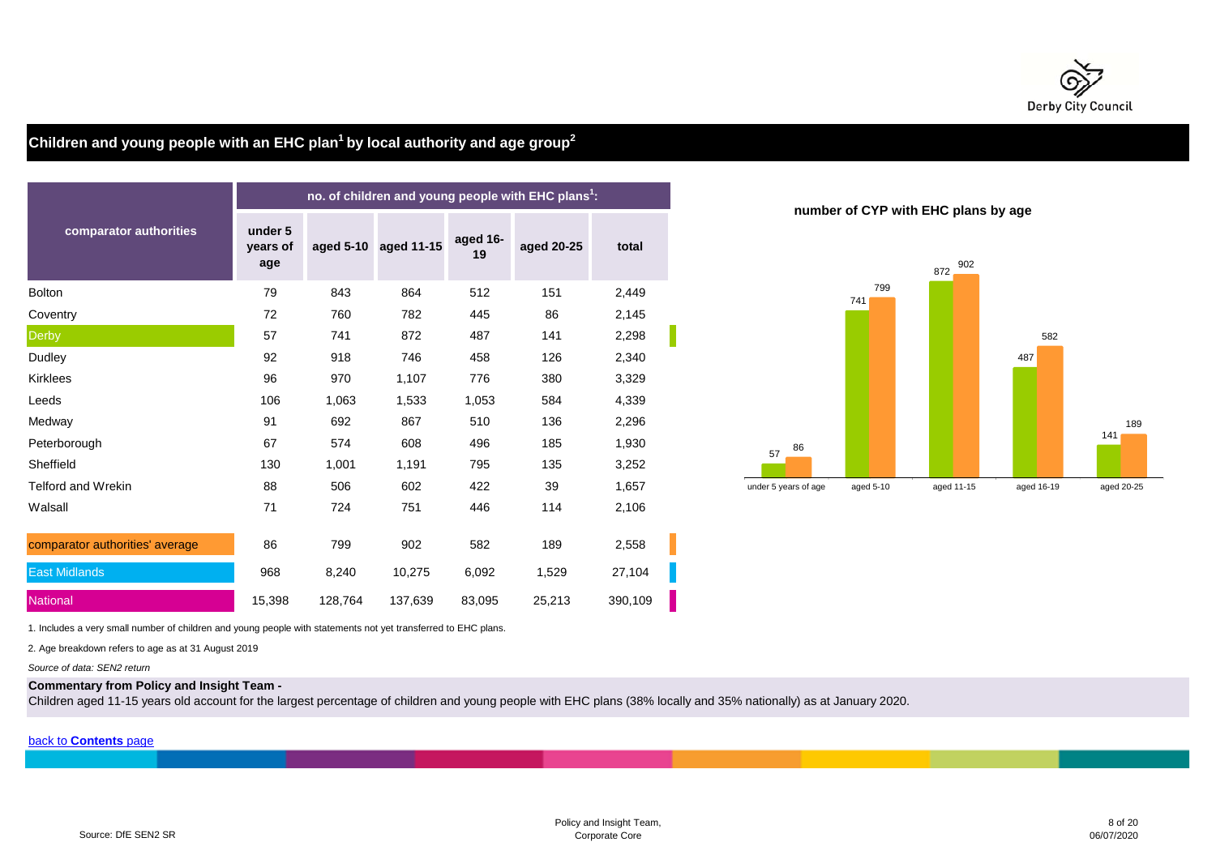## Children and young people with an EHC plan[1] by local authority and age group[2]

| comparator authorities | no. of children and young people with EHC plans[1]: | | | | | |
|---|---|---|---|---|---|---|
| | under 5 years of age | aged 5-10 | aged 11-15 | aged 16-19 | aged 20-25 | total |
| Bolton | 79 | 843 | 864 | 512 | 151 | 2,449 |
| Coventry | 72 | 760 | 782 | 445 | 86 | 2,145 |
| Derby | 57 | 741 | 872 | 487 | 141 | 2,298 |
| Dudley | 92 | 918 | 746 | 458 | 126 | 2,340 |
| Kirklees | 96 | 970 | 1,107 | 776 | 380 | 3,329 |
| Leeds | 106 | 1,063 | 1,533 | 1,053 | 584 | 4,339 |
| Medway | 91 | 692 | 867 | 510 | 136 | 2,296 |
| Peterborough | 67 | 574 | 608 | 496 | 185 | 1,930 |
| Sheffield | 130 | 1,001 | 1,191 | 795 | 135 | 3,252 |
| Telford and Wrekin | 88 | 506 | 602 | 422 | 39 | 1,657 |
| Walsall | 71 | 724 | 751 | 446 | 114 | 2,106 |
| comparator authorities' average | 86 | 799 | 902 | 582 | 189 | 2,558 |
| East Midlands | 968 | 8,240 | 10,275 | 6,092 | 1,529 | 27,104 |
| National | 15,398 | 128,764 | 137,639 | 83,095 | 25,213 | 390,109 |

**number of CYP with EHC plans by age**

| | under 5 years of age | aged 5-10 | aged 11-15 | aged 16-19 | aged 20-25 |
|---|---|---|---|---|---|
| Derby | 57 | 741 | 872 | 487 | 141 |
| comparator authorities' average | 86 | 799 | 902 | 582 | 189 |

1. Includes a very small number of children and young people with statements not yet transferred to EHC plans.

2. Age breakdown refers to age as at 31 August 2019

*Source of data: SEN2 return*

**Commentary from Policy and Insight Team -**
Children aged 11-15 years old account for the largest percentage of children and young people with EHC plans (38% locally and 35% nationally) as at January 2020.

back to **Contents** page

Source: DfE SEN2 SR

Policy and Insight Team,
Corporate Core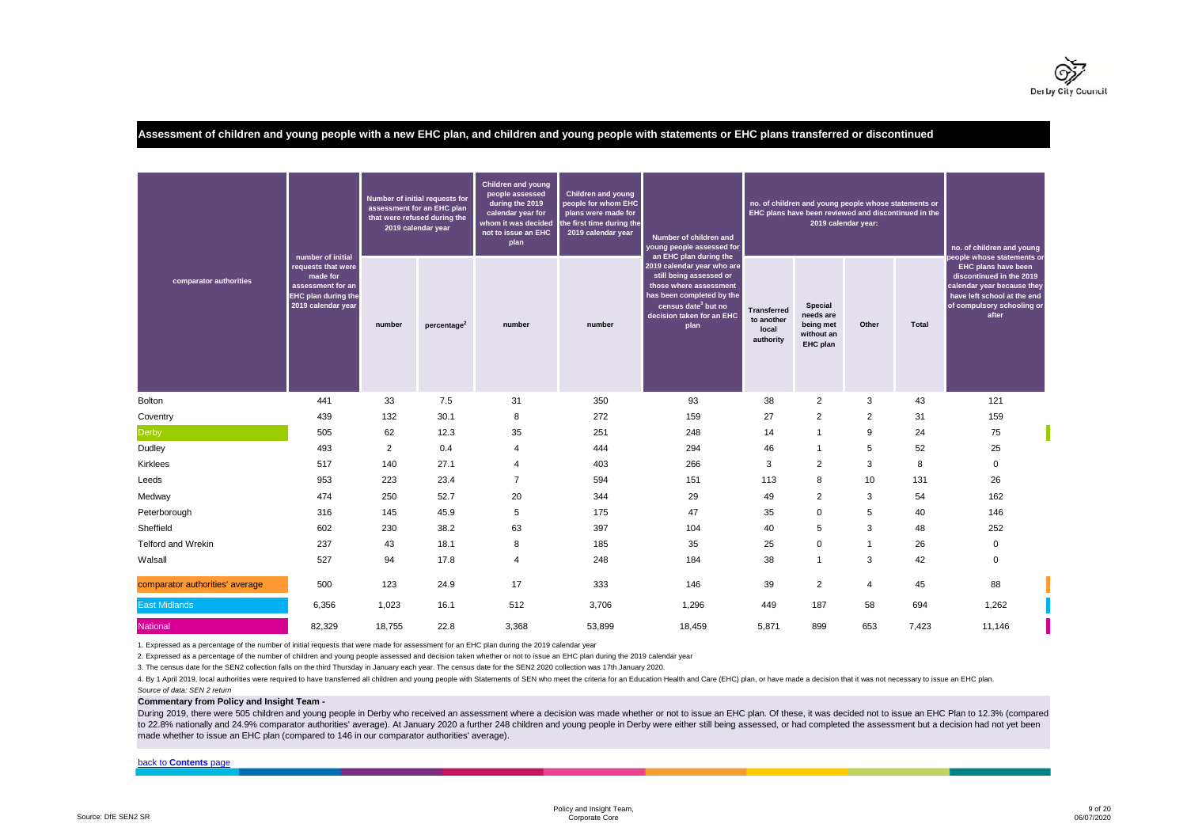## Assessment of children and young people with a new EHC plan, and children and young people with statements or EHC plans transferred or discontinued

| comparator authorities | number of initial requests that were made for assessment for an EHC plan during the 2019 calendar year | Number of initial requests for assessment for an EHC plan that were refused during the 2019 calendar year | | Children and young people assessed during the 2019 calendar year for whom it was decided not to issue an EHC plan | Children and young people for whom EHC plans were made for the first time during the 2019 calendar year | Number of children and young people assessed for an EHC plan during the 2019 calendar year who are still being assessed or those where assessment has been completed by the census date[3] but no decision taken for an EHC plan | no. of children and young people whose statements or EHC plans have been reviewed and discontinued in the 2019 calendar year: | | | | no. of children and young people whose statements or EHC plans have been discontinued in the 2019 calendar year because they have left school at the end of compulsory schooling or after |
|---|---|---|---|---|---|---|---|---|---|---|---|
| | | number | percentage[2] | number | number | | Transferred to another local authority | Special needs are being met without an EHC plan | Other | Total | |
| Bolton | 441 | 33 | 7.5 | 31 | 350 | 93 | 38 | 2 | 3 | 43 | 121 |
| Coventry | 439 | 132 | 30.1 | 8 | 272 | 159 | 27 | 2 | 2 | 31 | 159 |
| Derby | 505 | 62 | 12.3 | 35 | 251 | 248 | 14 | 1 | 9 | 24 | 75 |
| Dudley | 493 | 2 | 0.4 | 4 | 444 | 294 | 46 | 1 | 5 | 52 | 25 |
| Kirklees | 517 | 140 | 27.1 | 4 | 403 | 266 | 3 | 2 | 3 | 8 | 0 |
| Leeds | 953 | 223 | 23.4 | 7 | 594 | 151 | 113 | 8 | 10 | 131 | 26 |
| Medway | 474 | 250 | 52.7 | 20 | 344 | 29 | 49 | 2 | 3 | 54 | 162 |
| Peterborough | 316 | 145 | 45.9 | 5 | 175 | 47 | 35 | 0 | 5 | 40 | 146 |
| Sheffield | 602 | 230 | 38.2 | 63 | 397 | 104 | 40 | 5 | 3 | 48 | 252 |
| Telford and Wrekin | 237 | 43 | 18.1 | 8 | 185 | 35 | 25 | 0 | 1 | 26 | 0 |
| Walsall | 527 | 94 | 17.8 | 4 | 248 | 184 | 38 | 1 | 3 | 42 | 0 |
| comparator authorities' average | 500 | 123 | 24.9 | 17 | 333 | 146 | 39 | 2 | 4 | 45 | 88 |
| East Midlands | 6,356 | 1,023 | 16.1 | 512 | 3,706 | 1,296 | 449 | 187 | 58 | 694 | 1,262 |
| National | 82,329 | 18,755 | 22.8 | 3,368 | 53,899 | 18,459 | 5,871 | 899 | 653 | 7,423 | 11,146 |

1. Expressed as a percentage of the number of initial requests that were made for assessment for an EHC plan during the 2019 calendar year
2. Expressed as a percentage of the number of children and young people assessed and decision taken whether or not to issue an EHC plan during the 2019 calendar year
3. The census date for the SEN2 collection falls on the third Thursday in January each year. The census date for the SEN2 2020 collection was 17th January 2020.
4. By 1 April 2019, local authorities were required to have transferred all children and young people with Statements of SEN who meet the criteria for an Education Health and Care (EHC) plan, or have made a decision that it was not necessary to issue an EHC plan.

*Source of data: SEN 2 return*

**Commentary from Policy and Insight Team -**

During 2019, there were 505 children and young people in Derby who received an assessment where a decision was made whether or not to issue an EHC plan. Of these, it was decided not to issue an EHC Plan to 12.3% (compared to 22.8% nationally and 24.9% comparator authorities' average). At January 2020 a further 248 children and young people in Derby were either still being assessed, or had completed the assessment but a decision had not yet been made whether to issue an EHC plan (compared to 146 in our comparator authorities' average).

back to **Contents** page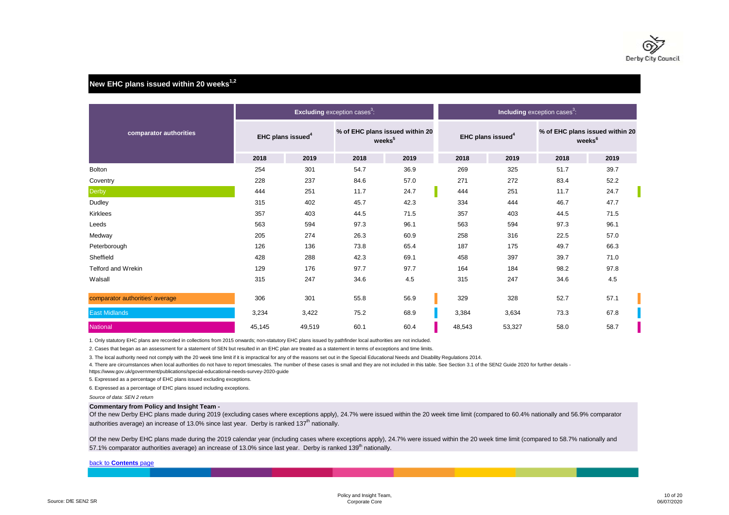## New EHC plans issued within 20 weeks[1,2]

| comparator authorities | **Excluding** exception cases[3]: | | | | **Including** exception cases[3]: | | | |
|---|---|---|---|---|---|---|---|---|
| | EHC plans issued[4] | | % of EHC plans issued within 20 weeks[5] | | EHC plans issued[4] | | % of EHC plans issued within 20 weeks[6] | |
| | 2018 | 2019 | 2018 | 2019 | 2018 | 2019 | 2018 | 2019 |
| Bolton | 254 | 301 | 54.7 | 36.9 | 269 | 325 | 51.7 | 39.7 |
| Coventry | 228 | 237 | 84.6 | 57.0 | 271 | 272 | 83.4 | 52.2 |
| Derby | 444 | 251 | 11.7 | 24.7 | 444 | 251 | 11.7 | 24.7 |
| Dudley | 315 | 402 | 45.7 | 42.3 | 334 | 444 | 46.7 | 47.7 |
| Kirklees | 357 | 403 | 44.5 | 71.5 | 357 | 403 | 44.5 | 71.5 |
| Leeds | 563 | 594 | 97.3 | 96.1 | 563 | 594 | 97.3 | 96.1 |
| Medway | 205 | 274 | 26.3 | 60.9 | 258 | 316 | 22.5 | 57.0 |
| Peterborough | 126 | 136 | 73.8 | 65.4 | 187 | 175 | 49.7 | 66.3 |
| Sheffield | 428 | 288 | 42.3 | 69.1 | 458 | 397 | 39.7 | 71.0 |
| Telford and Wrekin | 129 | 176 | 97.7 | 97.7 | 164 | 184 | 98.2 | 97.8 |
| Walsall | 315 | 247 | 34.6 | 4.5 | 315 | 247 | 34.6 | 4.5 |
| comparator authorities' average | 306 | 301 | 55.8 | 56.9 | 329 | 328 | 52.7 | 57.1 |
| East Midlands | 3,234 | 3,422 | 75.2 | 68.9 | 3,384 | 3,634 | 73.3 | 67.8 |
| National | 45,145 | 49,519 | 60.1 | 60.4 | 48,543 | 53,327 | 58.0 | 58.7 |

1. Only statutory EHC plans are recorded in collections from 2015 onwards; non-statutory EHC plans issued by pathfinder local authorities are not included.

2. Cases that began as an assessment for a statement of SEN but resulted in an EHC plan are treated as a statement in terms of exceptions and time limits.

3. The local authority need not comply with the 20 week time limit if it is impractical for any of the reasons set out in the Special Educational Needs and Disability Regulations 2014.

4. There are circumstances when local authorities do not have to report timescales. The number of these cases is small and they are not included in this table. See Section 3.1 of the SEN2 Guide 2020 for further details - https://www.gov.uk/government/publications/special-educational-needs-survey-2020-guide

5. Expressed as a percentage of EHC plans issued excluding exceptions.

6. Expressed as a percentage of EHC plans issued including exceptions.

*Source of data: SEN 2 return*

**Commentary from Policy and Insight Team -**

Of the new Derby EHC plans made during 2019 (excluding cases where exceptions apply), 24.7% were issued within the 20 week time limit (compared to 60.4% nationally and 56.9% comparator authorities average) an increase of 13.0% since last year. Derby is ranked 137th nationally.

Of the new Derby EHC plans made during the 2019 calendar year (including cases where exceptions apply), 24.7% were issued within the 20 week time limit (compared to 58.7% nationally and 57.1% comparator authorities average) an increase of 13.0% since last year. Derby is ranked 139th nationally.

back to **Contents** page

Source: DfE SEN2 SR

Policy and Insight Team, Corporate Core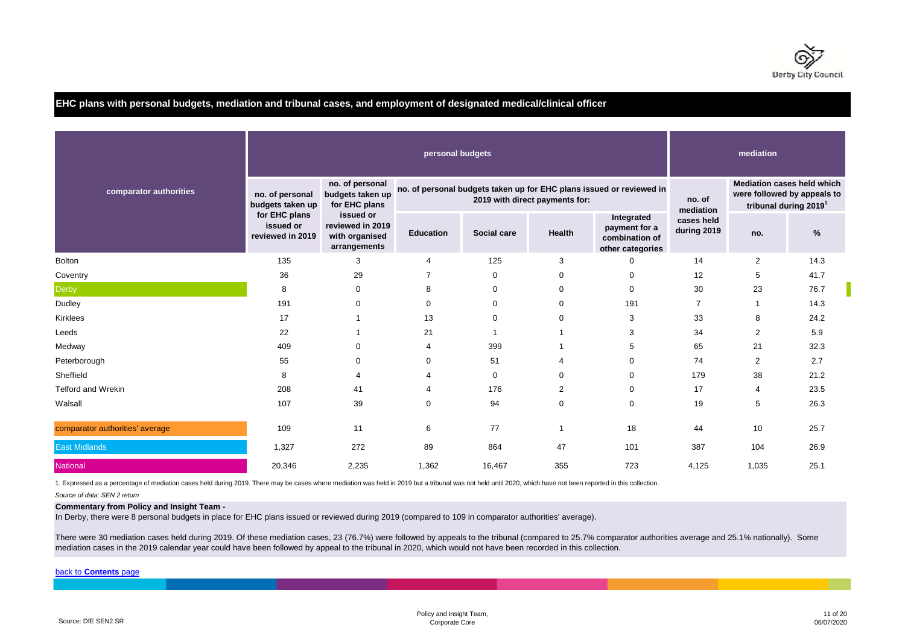## EHC plans with personal budgets, mediation and tribunal cases, and employment of designated medical/clinical officer

| comparator authorities | personal budgets | | | | | | mediation | | |
|---|---|---|---|---|---|---|---|---|---|
| | no. of personal budgets taken up for EHC plans issued or reviewed in 2019 | no. of personal budgets taken up for EHC plans issued or reviewed in 2019 with organised arrangements | no. of personal budgets taken up for EHC plans issued or reviewed in 2019 with direct payments for: | | | | no. of mediation cases held during 2019 | Mediation cases held which were followed by appeals to tribunal during 2019[1] | |
| | | | Education | Social care | Health | Integrated payment for a combination of other categories | | no. | % |
| Bolton | 135 | 3 | 4 | 125 | 3 | 0 | 14 | 2 | 14.3 |
| Coventry | 36 | 29 | 7 | 0 | 0 | 0 | 12 | 5 | 41.7 |
| Derby | 8 | 0 | 8 | 0 | 0 | 0 | 30 | 23 | 76.7 |
| Dudley | 191 | 0 | 0 | 0 | 0 | 191 | 7 | 1 | 14.3 |
| Kirklees | 17 | 1 | 13 | 0 | 0 | 3 | 33 | 8 | 24.2 |
| Leeds | 22 | 1 | 21 | 1 | 1 | 3 | 34 | 2 | 5.9 |
| Medway | 409 | 0 | 4 | 399 | 1 | 5 | 65 | 21 | 32.3 |
| Peterborough | 55 | 0 | 0 | 51 | 4 | 0 | 74 | 2 | 2.7 |
| Sheffield | 8 | 4 | 4 | 0 | 0 | 0 | 179 | 38 | 21.2 |
| Telford and Wrekin | 208 | 41 | 4 | 176 | 2 | 0 | 17 | 4 | 23.5 |
| Walsall | 107 | 39 | 0 | 94 | 0 | 0 | 19 | 5 | 26.3 |
| comparator authorities' average | 109 | 11 | 6 | 77 | 1 | 18 | 44 | 10 | 25.7 |
| East Midlands | 1,327 | 272 | 89 | 864 | 47 | 101 | 387 | 104 | 26.9 |
| National | 20,346 | 2,235 | 1,362 | 16,467 | 355 | 723 | 4,125 | 1,035 | 25.1 |

1. Expressed as a percentage of mediation cases held during 2019. There may be cases where mediation was held in 2019 but a tribunal was not held until 2020, which have not been reported in this collection.

*Source of data: SEN 2 return*

**Commentary from Policy and Insight Team -**

In Derby, there were 8 personal budgets in place for EHC plans issued or reviewed during 2019 (compared to 109 in comparator authorities' average).

There were 30 mediation cases held during 2019. Of these mediation cases, 23 (76.7%) were followed by appeals to the tribunal (compared to 25.7% comparator authorities average and 25.1% nationally). Some mediation cases in the 2019 calendar year could have been followed by appeal to the tribunal in 2020, which would not have been recorded in this collection.

back to **Contents** page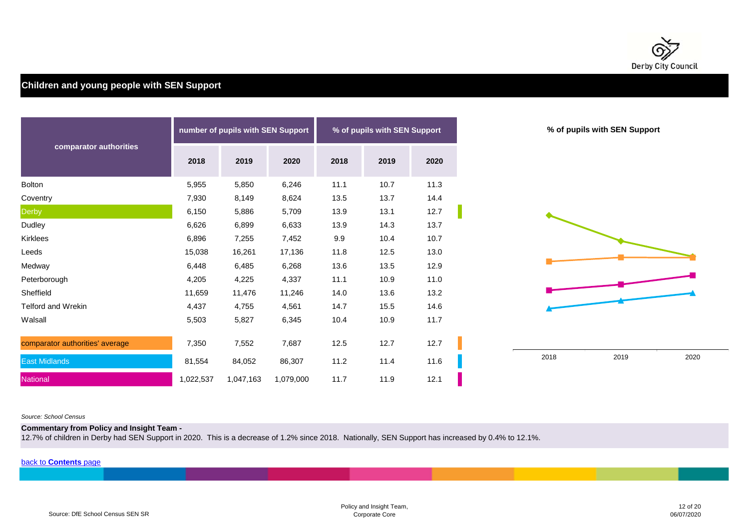## Children and young people with SEN Support

| comparator authorities | number of pupils with SEN Support | | | % of pupils with SEN Support | | |
|---|---|---|---|---|---|---|
| | 2018 | 2019 | 2020 | 2018 | 2019 | 2020 |
| Bolton | 5,955 | 5,850 | 6,246 | 11.1 | 10.7 | 11.3 |
| Coventry | 7,930 | 8,149 | 8,624 | 13.5 | 13.7 | 14.4 |
| Derby | 6,150 | 5,886 | 5,709 | 13.9 | 13.1 | 12.7 |
| Dudley | 6,626 | 6,899 | 6,633 | 13.9 | 14.3 | 13.7 |
| Kirklees | 6,896 | 7,255 | 7,452 | 9.9 | 10.4 | 10.7 |
| Leeds | 15,038 | 16,261 | 17,136 | 11.8 | 12.5 | 13.0 |
| Medway | 6,448 | 6,485 | 6,268 | 13.6 | 13.5 | 12.9 |
| Peterborough | 4,205 | 4,225 | 4,337 | 11.1 | 10.9 | 11.0 |
| Sheffield | 11,659 | 11,476 | 11,246 | 14.0 | 13.6 | 13.2 |
| Telford and Wrekin | 4,437 | 4,755 | 4,561 | 14.7 | 15.5 | 14.6 |
| Walsall | 5,503 | 5,827 | 6,345 | 10.4 | 10.9 | 11.7 |
| comparator authorities' average | 7,350 | 7,552 | 7,687 | 12.5 | 12.7 | 12.7 |
| East Midlands | 81,554 | 84,052 | 86,307 | 11.2 | 11.4 | 11.6 |
| National | 1,022,537 | 1,047,163 | 1,079,000 | 11.7 | 11.9 | 12.1 |

**% of pupils with SEN Support**

2018 2019 2020

*Source: School Census*

**Commentary from Policy and Insight Team -**
12.7% of children in Derby had SEN Support in 2020. This is a decrease of 1.2% since 2018. Nationally, SEN Support has increased by 0.4% to 12.1%.

back to **Contents** page

Source: DfE School Census SEN SR

Policy and Insight Team, Corporate Core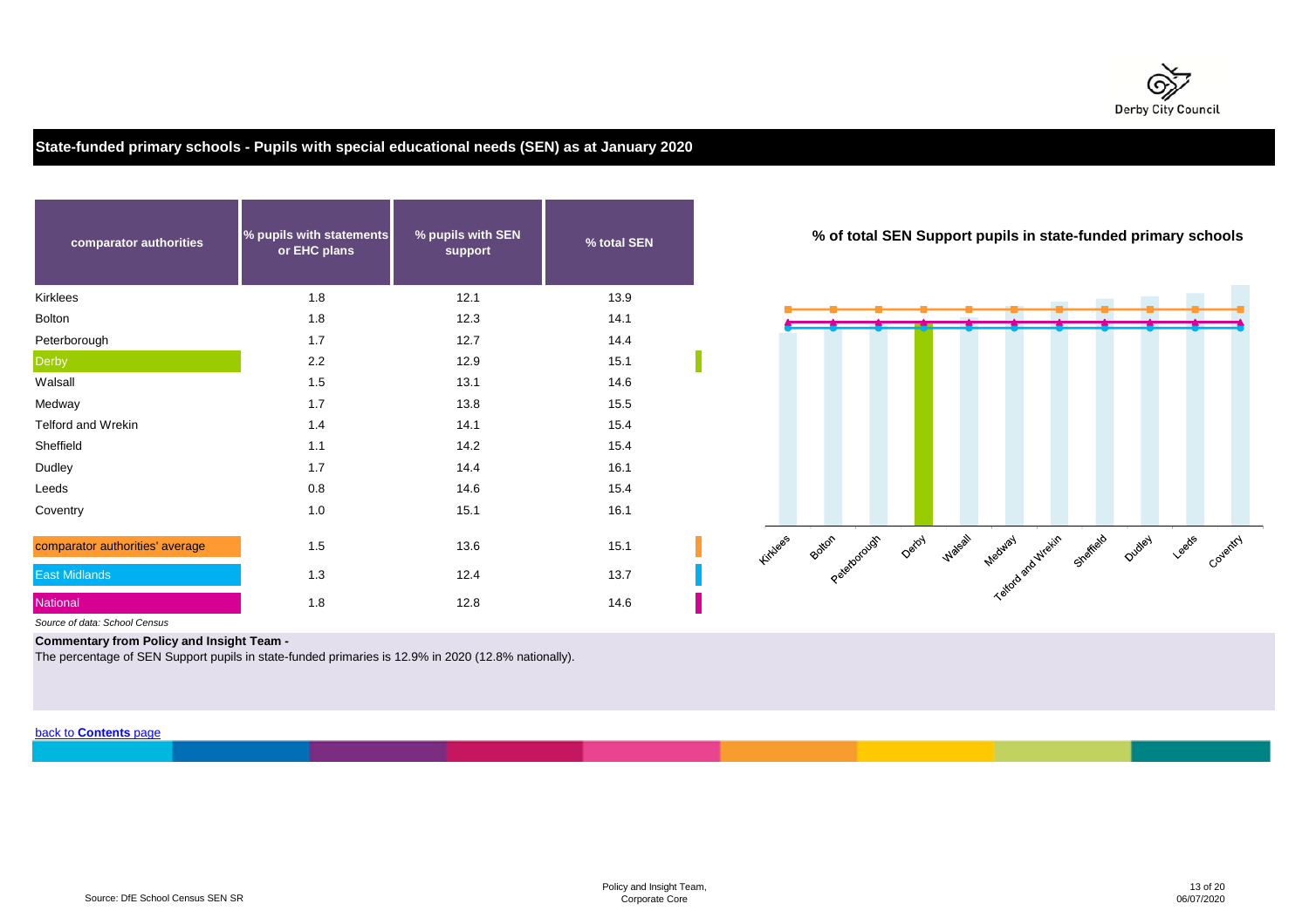## State-funded primary schools - Pupils with special educational needs (SEN) as at January 2020

| comparator authorities | % pupils with statements or EHC plans | % pupils with SEN support | % total SEN |
|---|---|---|---|
| Kirklees | 1.8 | 12.1 | 13.9 |
| Bolton | 1.8 | 12.3 | 14.1 |
| Peterborough | 1.7 | 12.7 | 14.4 |
| Derby | 2.2 | 12.9 | 15.1 |
| Walsall | 1.5 | 13.1 | 14.6 |
| Medway | 1.7 | 13.8 | 15.5 |
| Telford and Wrekin | 1.4 | 14.1 | 15.4 |
| Sheffield | 1.1 | 14.2 | 15.4 |
| Dudley | 1.7 | 14.4 | 16.1 |
| Leeds | 0.8 | 14.6 | 15.4 |
| Coventry | 1.0 | 15.1 | 16.1 |
| comparator authorities' average | 1.5 | 13.6 | 15.1 |
| East Midlands | 1.3 | 12.4 | 13.7 |
| National | 1.8 | 12.8 | 14.6 |

*Source of data: School Census*

**% of total SEN Support pupils in state-funded primary schools**

Kirklees, Bolton, Peterborough, Derby, Walsall, Medway, Telford and Wrekin, Sheffield, Dudley, Leeds, Coventry

**Commentary from Policy and Insight Team -**

The percentage of SEN Support pupils in state-funded primaries is 12.9% in 2020 (12.8% nationally).

back to **Contents** page

Source: DfE School Census SEN SR

Policy and Insight Team,
Corporate Core

06/07/2020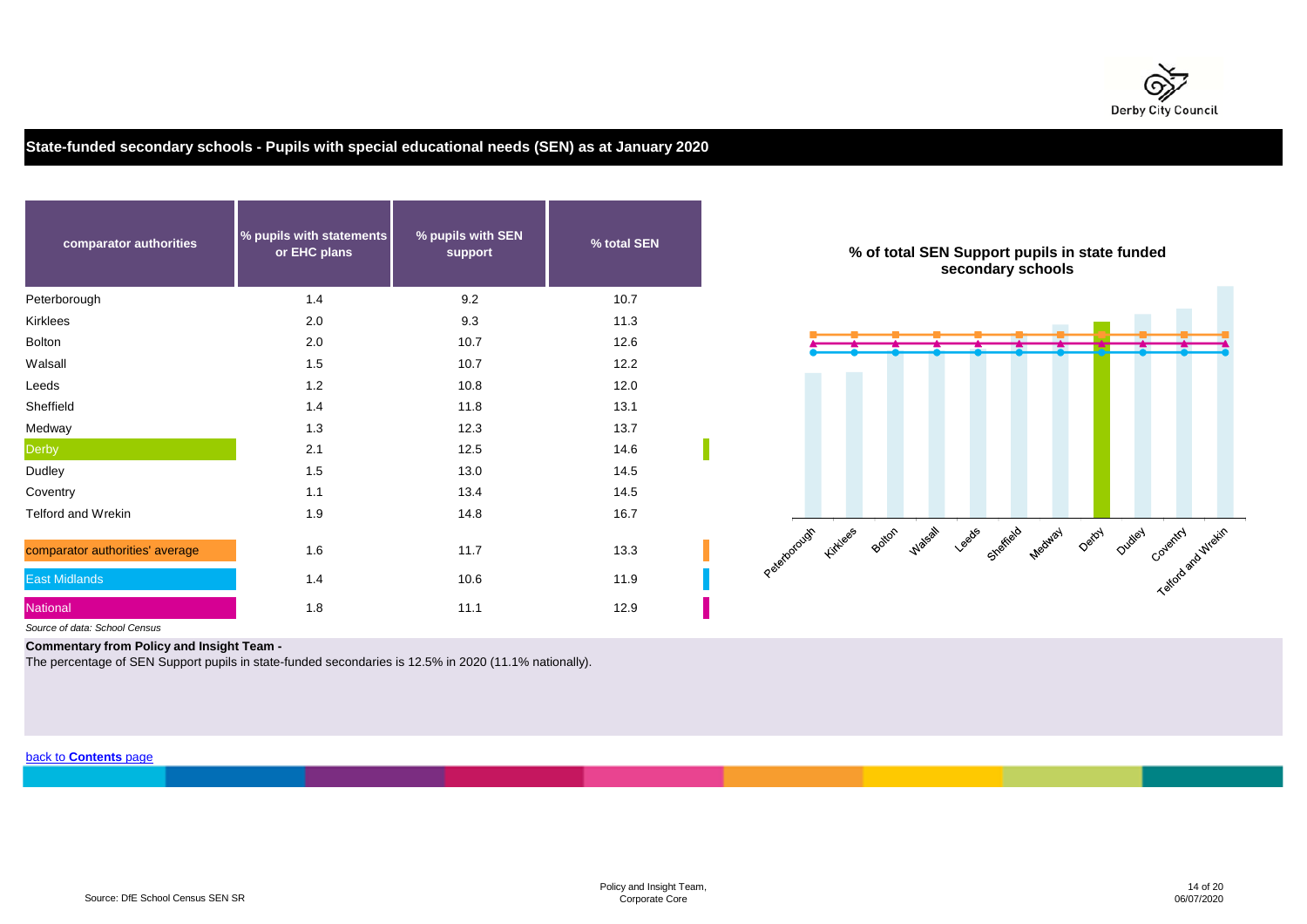## State-funded secondary schools - Pupils with special educational needs (SEN) as at January 2020

| comparator authorities | % pupils with statements or EHC plans | % pupils with SEN support | % total SEN |
|---|---|---|---|
| Peterborough | 1.4 | 9.2 | 10.7 |
| Kirklees | 2.0 | 9.3 | 11.3 |
| Bolton | 2.0 | 10.7 | 12.6 |
| Walsall | 1.5 | 10.7 | 12.2 |
| Leeds | 1.2 | 10.8 | 12.0 |
| Sheffield | 1.4 | 11.8 | 13.1 |
| Medway | 1.3 | 12.3 | 13.7 |
| Derby | 2.1 | 12.5 | 14.6 |
| Dudley | 1.5 | 13.0 | 14.5 |
| Coventry | 1.1 | 13.4 | 14.5 |
| Telford and Wrekin | 1.9 | 14.8 | 16.7 |
| comparator authorities' average | 1.6 | 11.7 | 13.3 |
| East Midlands | 1.4 | 10.6 | 11.9 |
| National | 1.8 | 11.1 | 12.9 |

*Source of data: School Census*

**% of total SEN Support pupils in state funded secondary schools**

Peterborough, Kirklees, Bolton, Walsall, Leeds, Sheffield, Medway, Derby, Dudley, Coventry, Telford and Wrekin

**Commentary from Policy and Insight Team -**

The percentage of SEN Support pupils in state-funded secondaries is 12.5% in 2020 (11.1% nationally).

back to **Contents** page

Source: DfE School Census SEN SR

Policy and Insight Team, Corporate Core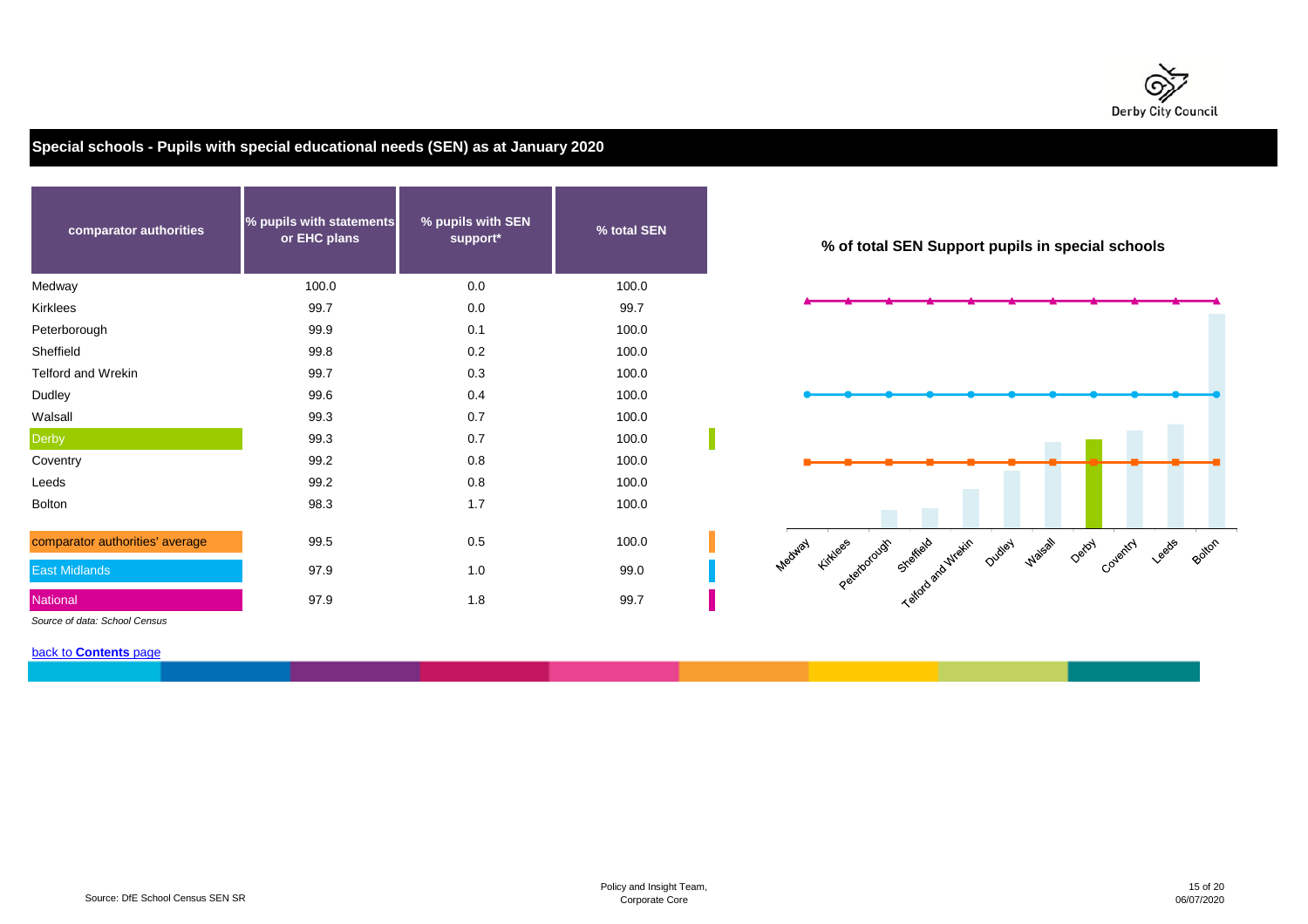## Special schools - Pupils with special educational needs (SEN) as at January 2020

| comparator authorities | % pupils with statements or EHC plans | % pupils with SEN support* | % total SEN |
|---|---|---|---|
| Medway | 100.0 | 0.0 | 100.0 |
| Kirklees | 99.7 | 0.0 | 99.7 |
| Peterborough | 99.9 | 0.1 | 100.0 |
| Sheffield | 99.8 | 0.2 | 100.0 |
| Telford and Wrekin | 99.7 | 0.3 | 100.0 |
| Dudley | 99.6 | 0.4 | 100.0 |
| Walsall | 99.3 | 0.7 | 100.0 |
| Derby | 99.3 | 0.7 | 100.0 |
| Coventry | 99.2 | 0.8 | 100.0 |
| Leeds | 99.2 | 0.8 | 100.0 |
| Bolton | 98.3 | 1.7 | 100.0 |
| comparator authorities' average | 99.5 | 0.5 | 100.0 |
| East Midlands | 97.9 | 1.0 | 99.0 |
| National | 97.9 | 1.8 | 99.7 |

*Source of data: School Census*

**% of total SEN Support pupils in special schools**

Medway, Kirklees, Peterborough, Sheffield, Telford and Wrekin, Dudley, Walsall, Derby, Coventry, Leeds, Bolton

back to **Contents** page

Source: DfE School Census SEN SR

Policy and Insight Team, Corporate Core

06/07/2020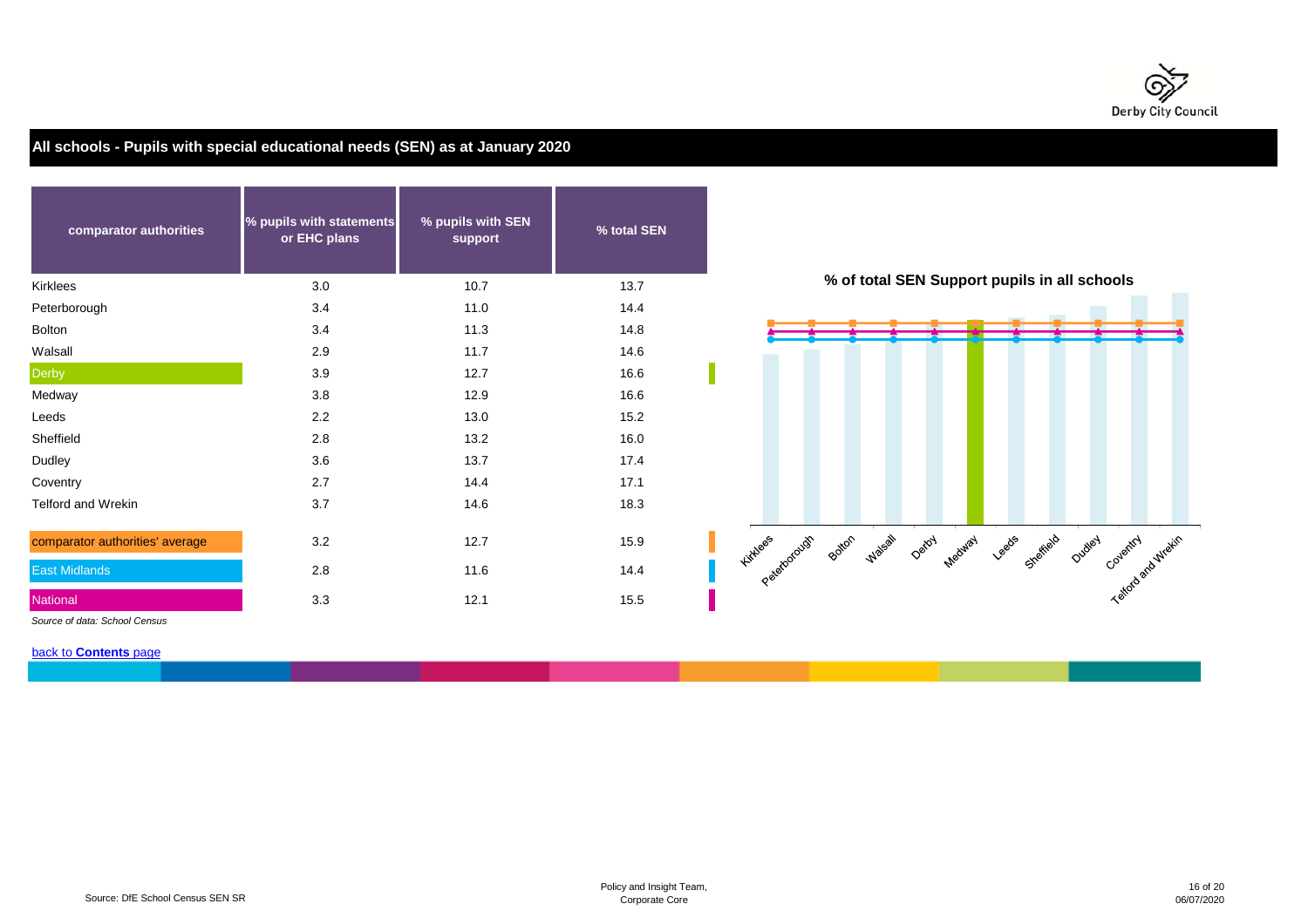## All schools - Pupils with special educational needs (SEN) as at January 2020

| comparator authorities | % pupils with statements or EHC plans | % pupils with SEN support | % total SEN |
|---|---|---|---|
| Kirklees | 3.0 | 10.7 | 13.7 |
| Peterborough | 3.4 | 11.0 | 14.4 |
| Bolton | 3.4 | 11.3 | 14.8 |
| Walsall | 2.9 | 11.7 | 14.6 |
| Derby | 3.9 | 12.7 | 16.6 |
| Medway | 3.8 | 12.9 | 16.6 |
| Leeds | 2.2 | 13.0 | 15.2 |
| Sheffield | 2.8 | 13.2 | 16.0 |
| Dudley | 3.6 | 13.7 | 17.4 |
| Coventry | 2.7 | 14.4 | 17.1 |
| Telford and Wrekin | 3.7 | 14.6 | 18.3 |
| comparator authorities' average | 3.2 | 12.7 | 15.9 |
| East Midlands | 2.8 | 11.6 | 14.4 |
| National | 3.3 | 12.1 | 15.5 |

*Source of data: School Census*

**% of total SEN Support pupils in all schools**

Kirklees, Peterborough, Bolton, Walsall, Derby, Medway, Leeds, Sheffield, Dudley, Coventry, Telford and Wrekin

back to **Contents** page

Source: DfE School Census SEN SR

Policy and Insight Team,
Corporate Core

06/07/2020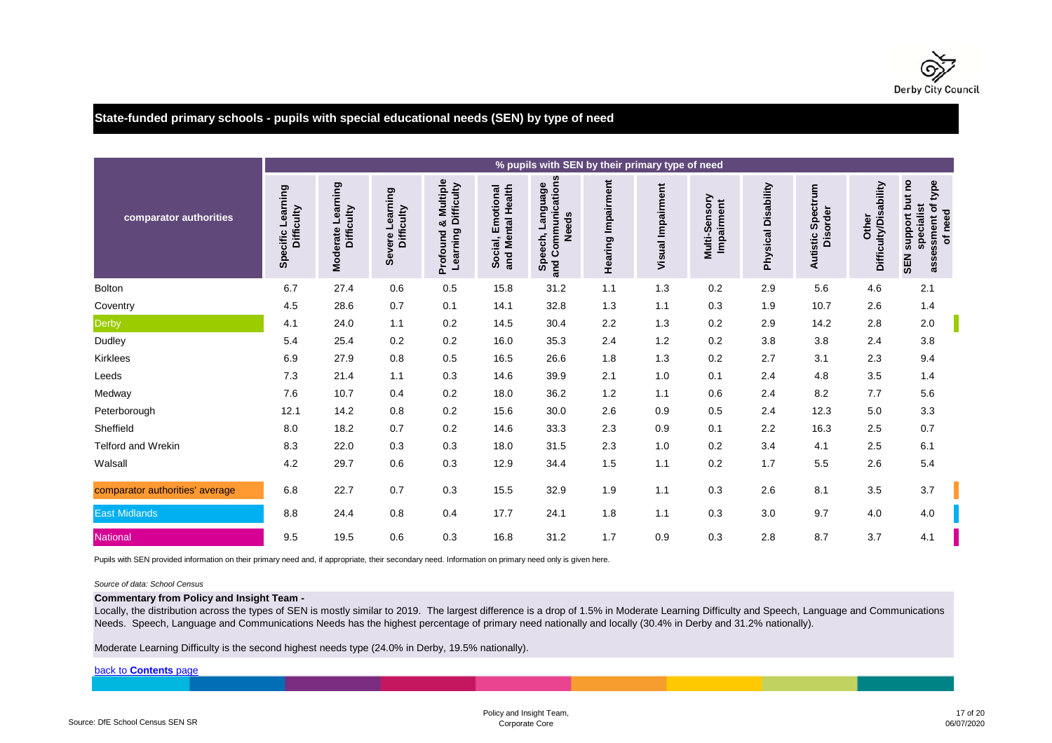## State-funded primary schools - pupils with special educational needs (SEN) by type of need

| comparator authorities | % pupils with SEN by their primary type of need | | | | | | | | | | | | |
|---|---|---|---|---|---|---|---|---|---|---|---|---|---|
| | Specific Learning Difficulty | Moderate Learning Difficulty | Severe Learning Difficulty | Profound & Multiple Learning Difficulty | Social, Emotional and Mental Health | Speech, Language and Communications Needs | Hearing Impairment | Visual Impairment | Multi-Sensory Impairment | Physical Disability | Autistic Spectrum Disorder | Other Difficulty/Disability | SEN support but no specialist assessment of type of need |
| Bolton | 6.7 | 27.4 | 0.6 | 0.5 | 15.8 | 31.2 | 1.1 | 1.3 | 0.2 | 2.9 | 5.6 | 4.6 | 2.1 |
| Coventry | 4.5 | 28.6 | 0.7 | 0.1 | 14.1 | 32.8 | 1.3 | 1.1 | 0.3 | 1.9 | 10.7 | 2.6 | 1.4 |
| Derby | 4.1 | 24.0 | 1.1 | 0.2 | 14.5 | 30.4 | 2.2 | 1.3 | 0.2 | 2.9 | 14.2 | 2.8 | 2.0 |
| Dudley | 5.4 | 25.4 | 0.2 | 0.2 | 16.0 | 35.3 | 2.4 | 1.2 | 0.2 | 3.8 | 3.8 | 2.4 | 3.8 |
| Kirklees | 6.9 | 27.9 | 0.8 | 0.5 | 16.5 | 26.6 | 1.8 | 1.3 | 0.2 | 2.7 | 3.1 | 2.3 | 9.4 |
| Leeds | 7.3 | 21.4 | 1.1 | 0.3 | 14.6 | 39.9 | 2.1 | 1.0 | 0.1 | 2.4 | 4.8 | 3.5 | 1.4 |
| Medway | 7.6 | 10.7 | 0.4 | 0.2 | 18.0 | 36.2 | 1.2 | 1.1 | 0.6 | 2.4 | 8.2 | 7.7 | 5.6 |
| Peterborough | 12.1 | 14.2 | 0.8 | 0.2 | 15.6 | 30.0 | 2.6 | 0.9 | 0.5 | 2.4 | 12.3 | 5.0 | 3.3 |
| Sheffield | 8.0 | 18.2 | 0.7 | 0.2 | 14.6 | 33.3 | 2.3 | 0.9 | 0.1 | 2.2 | 16.3 | 2.5 | 0.7 |
| Telford and Wrekin | 8.3 | 22.0 | 0.3 | 0.3 | 18.0 | 31.5 | 2.3 | 1.0 | 0.2 | 3.4 | 4.1 | 2.5 | 6.1 |
| Walsall | 4.2 | 29.7 | 0.6 | 0.3 | 12.9 | 34.4 | 1.5 | 1.1 | 0.2 | 1.7 | 5.5 | 2.6 | 5.4 |
| comparator authorities' average | 6.8 | 22.7 | 0.7 | 0.3 | 15.5 | 32.9 | 1.9 | 1.1 | 0.3 | 2.6 | 8.1 | 3.5 | 3.7 |
| East Midlands | 8.8 | 24.4 | 0.8 | 0.4 | 17.7 | 24.1 | 1.8 | 1.1 | 0.3 | 3.0 | 9.7 | 4.0 | 4.0 |
| National | 9.5 | 19.5 | 0.6 | 0.3 | 16.8 | 31.2 | 1.7 | 0.9 | 0.3 | 2.8 | 8.7 | 3.7 | 4.1 |

Pupils with SEN provided information on their primary need and, if appropriate, their secondary need. Information on primary need only is given here.

*Source of data: School Census*

**Commentary from Policy and Insight Team -**

Locally, the distribution across the types of SEN is mostly similar to 2019. The largest difference is a drop of 1.5% in Moderate Learning Difficulty and Speech, Language and Communications Needs. Speech, Language and Communications Needs has the highest percentage of primary need nationally and locally (30.4% in Derby and 31.2% nationally).

Moderate Learning Difficulty is the second highest needs type (24.0% in Derby, 19.5% nationally).

back to **Contents** page

Source: DfE School Census SEN SR

Policy and Insight Team, Corporate Core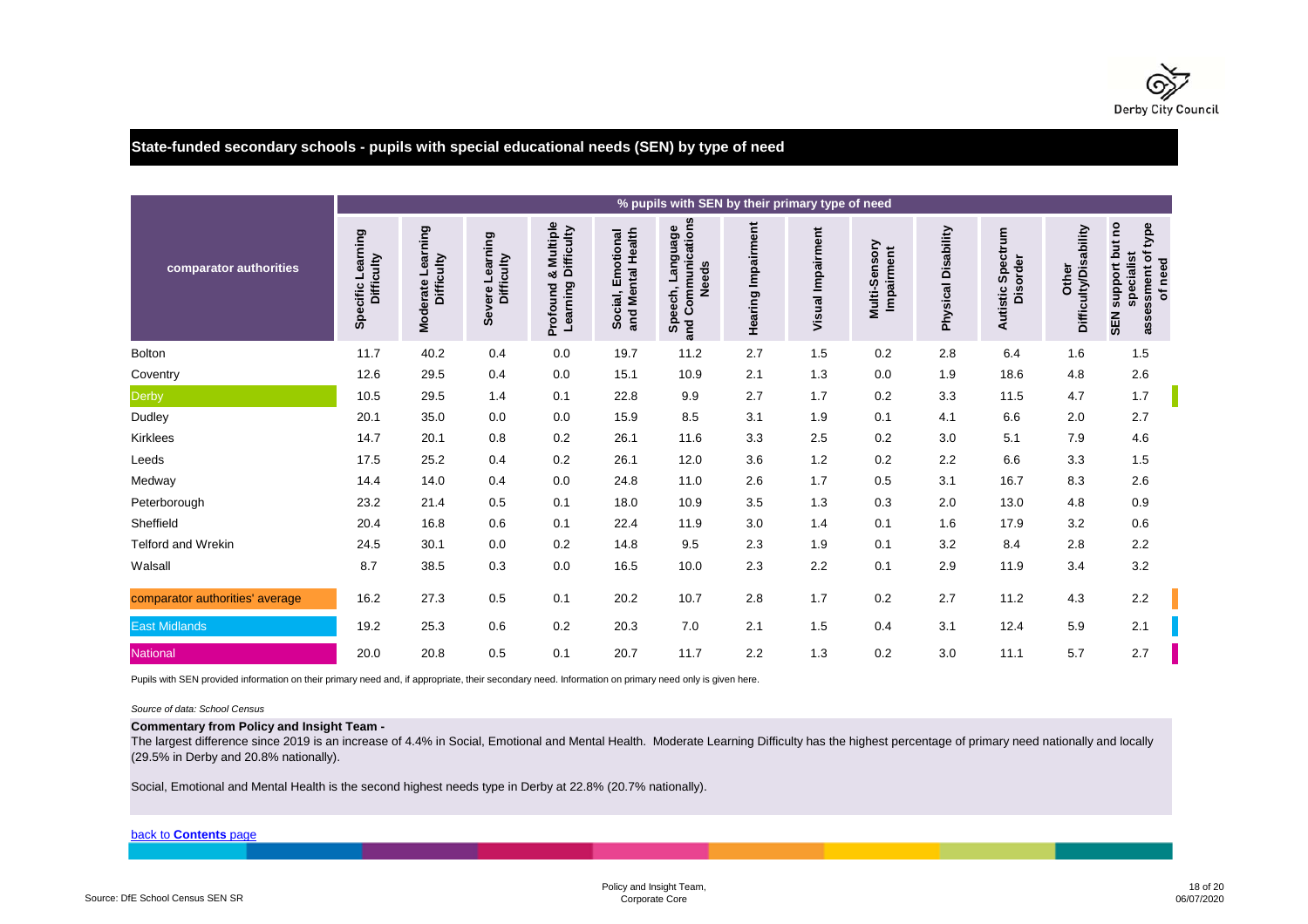## State-funded secondary schools - pupils with special educational needs (SEN) by type of need

| comparator authorities | % pupils with SEN by their primary type of need | | | | | | | | | | | | |
|---|---|---|---|---|---|---|---|---|---|---|---|---|---|
| | Specific Learning Difficulty | Moderate Learning Difficulty | Severe Learning Difficulty | Profound & Multiple Learning Difficulty | Social, Emotional and Mental Health | Speech, Language and Communications Needs | Hearing Impairment | Visual Impairment | Multi-Sensory Impairment | Physical Disability | Autistic Spectrum Disorder | Other Difficulty/Disability | SEN support but no specialist assessment of type of need |
| Bolton | 11.7 | 40.2 | 0.4 | 0.0 | 19.7 | 11.2 | 2.7 | 1.5 | 0.2 | 2.8 | 6.4 | 1.6 | 1.5 |
| Coventry | 12.6 | 29.5 | 0.4 | 0.0 | 15.1 | 10.9 | 2.1 | 1.3 | 0.0 | 1.9 | 18.6 | 4.8 | 2.6 |
| Derby | 10.5 | 29.5 | 1.4 | 0.1 | 22.8 | 9.9 | 2.7 | 1.7 | 0.2 | 3.3 | 11.5 | 4.7 | 1.7 |
| Dudley | 20.1 | 35.0 | 0.0 | 0.0 | 15.9 | 8.5 | 3.1 | 1.9 | 0.1 | 4.1 | 6.6 | 2.0 | 2.7 |
| Kirklees | 14.7 | 20.1 | 0.8 | 0.2 | 26.1 | 11.6 | 3.3 | 2.5 | 0.2 | 3.0 | 5.1 | 7.9 | 4.6 |
| Leeds | 17.5 | 25.2 | 0.4 | 0.2 | 26.1 | 12.0 | 3.6 | 1.2 | 0.2 | 2.2 | 6.6 | 3.3 | 1.5 |
| Medway | 14.4 | 14.0 | 0.4 | 0.0 | 24.8 | 11.0 | 2.6 | 1.7 | 0.5 | 3.1 | 16.7 | 8.3 | 2.6 |
| Peterborough | 23.2 | 21.4 | 0.5 | 0.1 | 18.0 | 10.9 | 3.5 | 1.3 | 0.3 | 2.0 | 13.0 | 4.8 | 0.9 |
| Sheffield | 20.4 | 16.8 | 0.6 | 0.1 | 22.4 | 11.9 | 3.0 | 1.4 | 0.1 | 1.6 | 17.9 | 3.2 | 0.6 |
| Telford and Wrekin | 24.5 | 30.1 | 0.0 | 0.2 | 14.8 | 9.5 | 2.3 | 1.9 | 0.1 | 3.2 | 8.4 | 2.8 | 2.2 |
| Walsall | 8.7 | 38.5 | 0.3 | 0.0 | 16.5 | 10.0 | 2.3 | 2.2 | 0.1 | 2.9 | 11.9 | 3.4 | 3.2 |
| comparator authorities' average | 16.2 | 27.3 | 0.5 | 0.1 | 20.2 | 10.7 | 2.8 | 1.7 | 0.2 | 2.7 | 11.2 | 4.3 | 2.2 |
| East Midlands | 19.2 | 25.3 | 0.6 | 0.2 | 20.3 | 7.0 | 2.1 | 1.5 | 0.4 | 3.1 | 12.4 | 5.9 | 2.1 |
| National | 20.0 | 20.8 | 0.5 | 0.1 | 20.7 | 11.7 | 2.2 | 1.3 | 0.2 | 3.0 | 11.1 | 5.7 | 2.7 |

Pupils with SEN provided information on their primary need and, if appropriate, their secondary need. Information on primary need only is given here.

*Source of data: School Census*

**Commentary from Policy and Insight Team -**

The largest difference since 2019 is an increase of 4.4% in Social, Emotional and Mental Health. Moderate Learning Difficulty has the highest percentage of primary need nationally and locally (29.5% in Derby and 20.8% nationally).

Social, Emotional and Mental Health is the second highest needs type in Derby at 22.8% (20.7% nationally).

back to **Contents** page

Source: DfE School Census SEN SR

Policy and Insight Team, Corporate Core

06/07/2020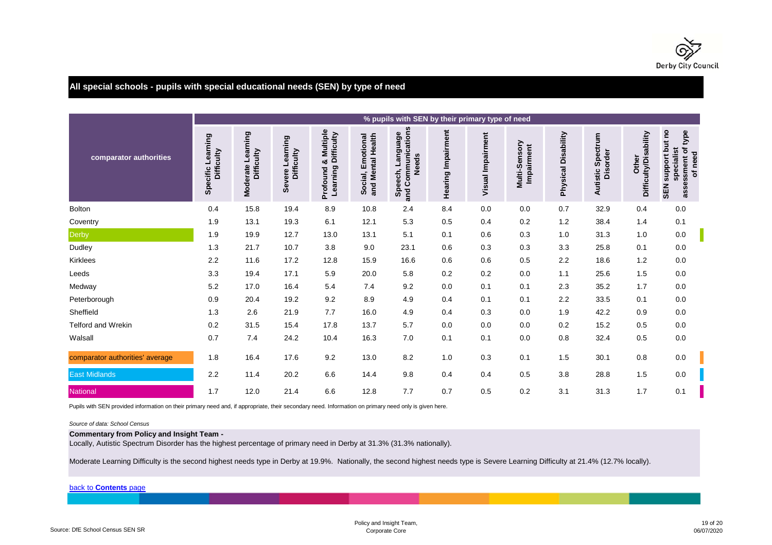## All special schools - pupils with special educational needs (SEN) by type of need

| comparator authorities | % pupils with SEN by their primary type of need | | | | | | | | | | | | |
|---|---|---|---|---|---|---|---|---|---|---|---|---|---|
| | Specific Learning Difficulty | Moderate Learning Difficulty | Severe Learning Difficulty | Profound & Multiple Learning Difficulty | Social, Emotional and Mental Health | Speech, Language and Communications Needs | Hearing Impairment | Visual Impairment | Multi-Sensory Impairment | Physical Disability | Autistic Spectrum Disorder | Other Difficulty/Disability | SEN support but no specialist assessment of type of need |
| Bolton | 0.4 | 15.8 | 19.4 | 8.9 | 10.8 | 2.4 | 8.4 | 0.0 | 0.0 | 0.7 | 32.9 | 0.4 | 0.0 |
| Coventry | 1.9 | 13.1 | 19.3 | 6.1 | 12.1 | 5.3 | 0.5 | 0.4 | 0.2 | 1.2 | 38.4 | 1.4 | 0.1 |
| Derby | 1.9 | 19.9 | 12.7 | 13.0 | 13.1 | 5.1 | 0.1 | 0.6 | 0.3 | 1.0 | 31.3 | 1.0 | 0.0 |
| Dudley | 1.3 | 21.7 | 10.7 | 3.8 | 9.0 | 23.1 | 0.6 | 0.3 | 0.3 | 3.3 | 25.8 | 0.1 | 0.0 |
| Kirklees | 2.2 | 11.6 | 17.2 | 12.8 | 15.9 | 16.6 | 0.6 | 0.6 | 0.5 | 2.2 | 18.6 | 1.2 | 0.0 |
| Leeds | 3.3 | 19.4 | 17.1 | 5.9 | 20.0 | 5.8 | 0.2 | 0.2 | 0.0 | 1.1 | 25.6 | 1.5 | 0.0 |
| Medway | 5.2 | 17.0 | 16.4 | 5.4 | 7.4 | 9.2 | 0.0 | 0.1 | 0.1 | 2.3 | 35.2 | 1.7 | 0.0 |
| Peterborough | 0.9 | 20.4 | 19.2 | 9.2 | 8.9 | 4.9 | 0.4 | 0.1 | 0.1 | 2.2 | 33.5 | 0.1 | 0.0 |
| Sheffield | 1.3 | 2.6 | 21.9 | 7.7 | 16.0 | 4.9 | 0.4 | 0.3 | 0.0 | 1.9 | 42.2 | 0.9 | 0.0 |
| Telford and Wrekin | 0.2 | 31.5 | 15.4 | 17.8 | 13.7 | 5.7 | 0.0 | 0.0 | 0.0 | 0.2 | 15.2 | 0.5 | 0.0 |
| Walsall | 0.7 | 7.4 | 24.2 | 10.4 | 16.3 | 7.0 | 0.1 | 0.1 | 0.0 | 0.8 | 32.4 | 0.5 | 0.0 |
| comparator authorities' average | 1.8 | 16.4 | 17.6 | 9.2 | 13.0 | 8.2 | 1.0 | 0.3 | 0.1 | 1.5 | 30.1 | 0.8 | 0.0 |
| East Midlands | 2.2 | 11.4 | 20.2 | 6.6 | 14.4 | 9.8 | 0.4 | 0.4 | 0.5 | 3.8 | 28.8 | 1.5 | 0.0 |
| National | 1.7 | 12.0 | 21.4 | 6.6 | 12.8 | 7.7 | 0.7 | 0.5 | 0.2 | 3.1 | 31.3 | 1.7 | 0.1 |

Pupils with SEN provided information on their primary need and, if appropriate, their secondary need. Information on primary need only is given here.

*Source of data: School Census*

**Commentary from Policy and Insight Team -**

Locally, Autistic Spectrum Disorder has the highest percentage of primary need in Derby at 31.3% (31.3% nationally).

Moderate Learning Difficulty is the second highest needs type in Derby at 19.9%. Nationally, the second highest needs type is Severe Learning Difficulty at 21.4% (12.7% locally).

back to **Contents** page

Source: DfE School Census SEN SR

Policy and Insight Team, Corporate Core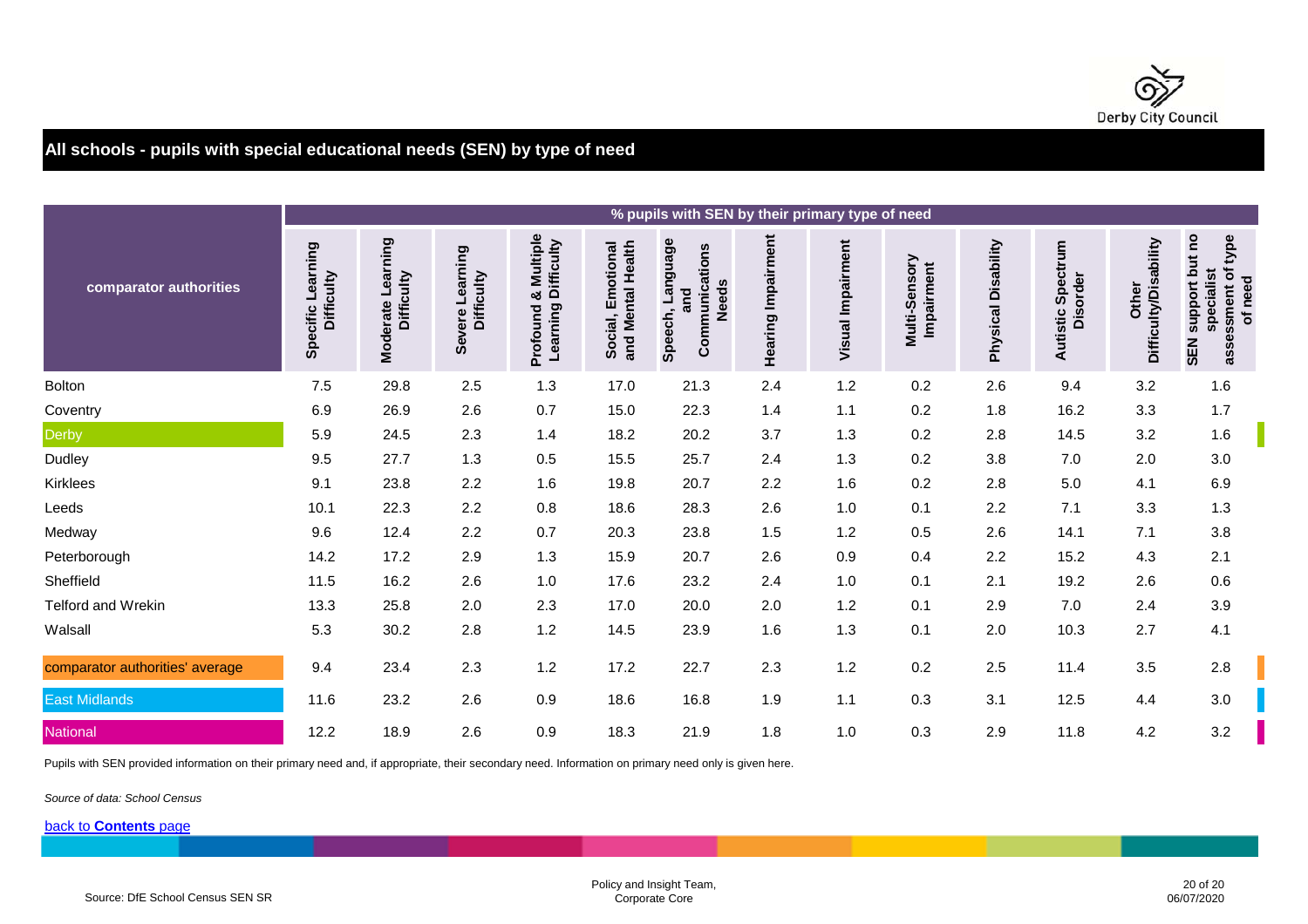## All schools - pupils with special educational needs (SEN) by type of need

| comparator authorities | % pupils with SEN by their primary type of need | | | | | | | | | | | | |
|---|---|---|---|---|---|---|---|---|---|---|---|---|---|
| | Specific Learning Difficulty | Moderate Learning Difficulty | Severe Learning Difficulty | Profound & Multiple Learning Difficulty | Social, Emotional and Mental Health | Speech, Language and Communications Needs | Hearing Impairment | Visual Impairment | Multi-Sensory Impairment | Physical Disability | Autistic Spectrum Disorder | Other Difficulty/Disability | SEN support but no specialist assessment of type of need |
| Bolton | 7.5 | 29.8 | 2.5 | 1.3 | 17.0 | 21.3 | 2.4 | 1.2 | 0.2 | 2.6 | 9.4 | 3.2 | 1.6 |
| Coventry | 6.9 | 26.9 | 2.6 | 0.7 | 15.0 | 22.3 | 1.4 | 1.1 | 0.2 | 1.8 | 16.2 | 3.3 | 1.7 |
| Derby | 5.9 | 24.5 | 2.3 | 1.4 | 18.2 | 20.2 | 3.7 | 1.3 | 0.2 | 2.8 | 14.5 | 3.2 | 1.6 |
| Dudley | 9.5 | 27.7 | 1.3 | 0.5 | 15.5 | 25.7 | 2.4 | 1.3 | 0.2 | 3.8 | 7.0 | 2.0 | 3.0 |
| Kirklees | 9.1 | 23.8 | 2.2 | 1.6 | 19.8 | 20.7 | 2.2 | 1.6 | 0.2 | 2.8 | 5.0 | 4.1 | 6.9 |
| Leeds | 10.1 | 22.3 | 2.2 | 0.8 | 18.6 | 28.3 | 2.6 | 1.0 | 0.1 | 2.2 | 7.1 | 3.3 | 1.3 |
| Medway | 9.6 | 12.4 | 2.2 | 0.7 | 20.3 | 23.8 | 1.5 | 1.2 | 0.5 | 2.6 | 14.1 | 7.1 | 3.8 |
| Peterborough | 14.2 | 17.2 | 2.9 | 1.3 | 15.9 | 20.7 | 2.6 | 0.9 | 0.4 | 2.2 | 15.2 | 4.3 | 2.1 |
| Sheffield | 11.5 | 16.2 | 2.6 | 1.0 | 17.6 | 23.2 | 2.4 | 1.0 | 0.1 | 2.1 | 19.2 | 2.6 | 0.6 |
| Telford and Wrekin | 13.3 | 25.8 | 2.0 | 2.3 | 17.0 | 20.0 | 2.0 | 1.2 | 0.1 | 2.9 | 7.0 | 2.4 | 3.9 |
| Walsall | 5.3 | 30.2 | 2.8 | 1.2 | 14.5 | 23.9 | 1.6 | 1.3 | 0.1 | 2.0 | 10.3 | 2.7 | 4.1 |
| comparator authorities' average | 9.4 | 23.4 | 2.3 | 1.2 | 17.2 | 22.7 | 2.3 | 1.2 | 0.2 | 2.5 | 11.4 | 3.5 | 2.8 |
| East Midlands | 11.6 | 23.2 | 2.6 | 0.9 | 18.6 | 16.8 | 1.9 | 1.1 | 0.3 | 3.1 | 12.5 | 4.4 | 3.0 |
| National | 12.2 | 18.9 | 2.6 | 0.9 | 18.3 | 21.9 | 1.8 | 1.0 | 0.3 | 2.9 | 11.8 | 4.2 | 3.2 |

Pupils with SEN provided information on their primary need and, if appropriate, their secondary need. Information on primary need only is given here.

*Source of data: School Census*

back to **Contents** page

Source: DfE School Census SEN SR

Policy and Insight Team, Corporate Core

06/07/2020